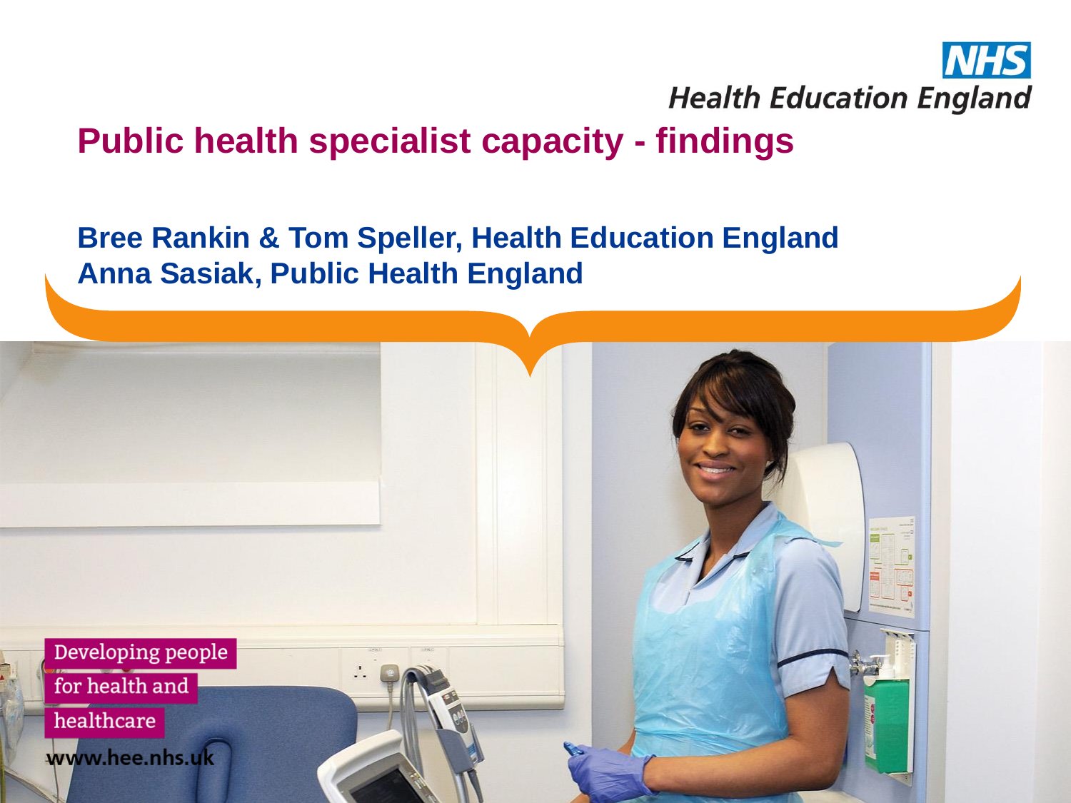NHS Health Education England

# Public health specialist capacity - findings

**Bree Rankin & Tom Speller, Health Education England**
**Anna Sasiak, Public Health England**

Developing people for health and healthcare

www.hee.nhs.uk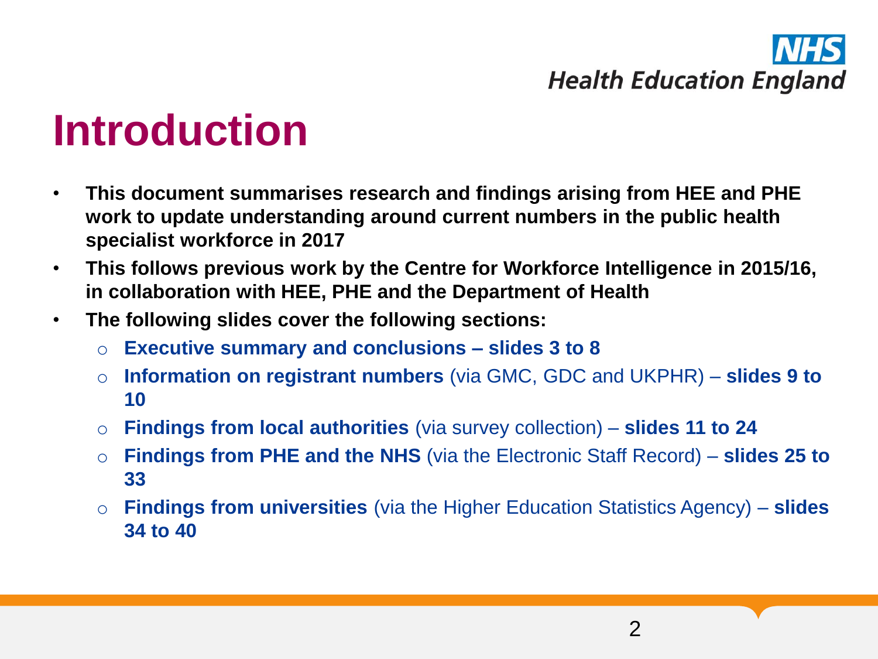# Introduction

- **This document summarises research and findings arising from HEE and PHE work to update understanding around current numbers in the public health specialist workforce in 2017**
- **This follows previous work by the Centre for Workforce Intelligence in 2015/16, in collaboration with HEE, PHE and the Department of Health**
- **The following slides cover the following sections:**
  - **Executive summary and conclusions – slides 3 to 8**
  - **Information on registrant numbers** (via GMC, GDC and UKPHR) – **slides 9 to 10**
  - **Findings from local authorities** (via survey collection) – **slides 11 to 24**
  - **Findings from PHE and the NHS** (via the Electronic Staff Record) – **slides 25 to 33**
  - **Findings from universities** (via the Higher Education Statistics Agency) – **slides 34 to 40**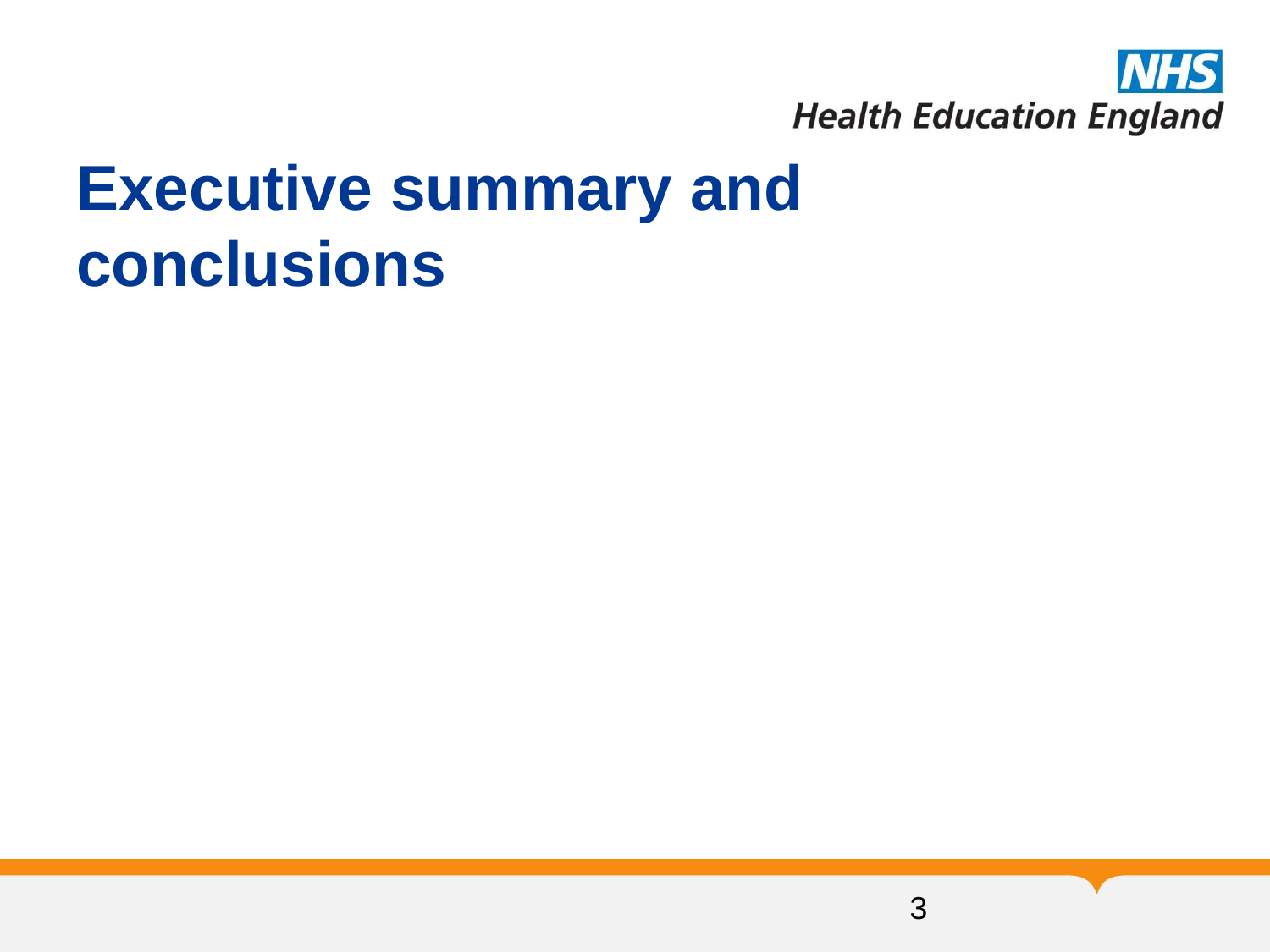# Executive summary and conclusions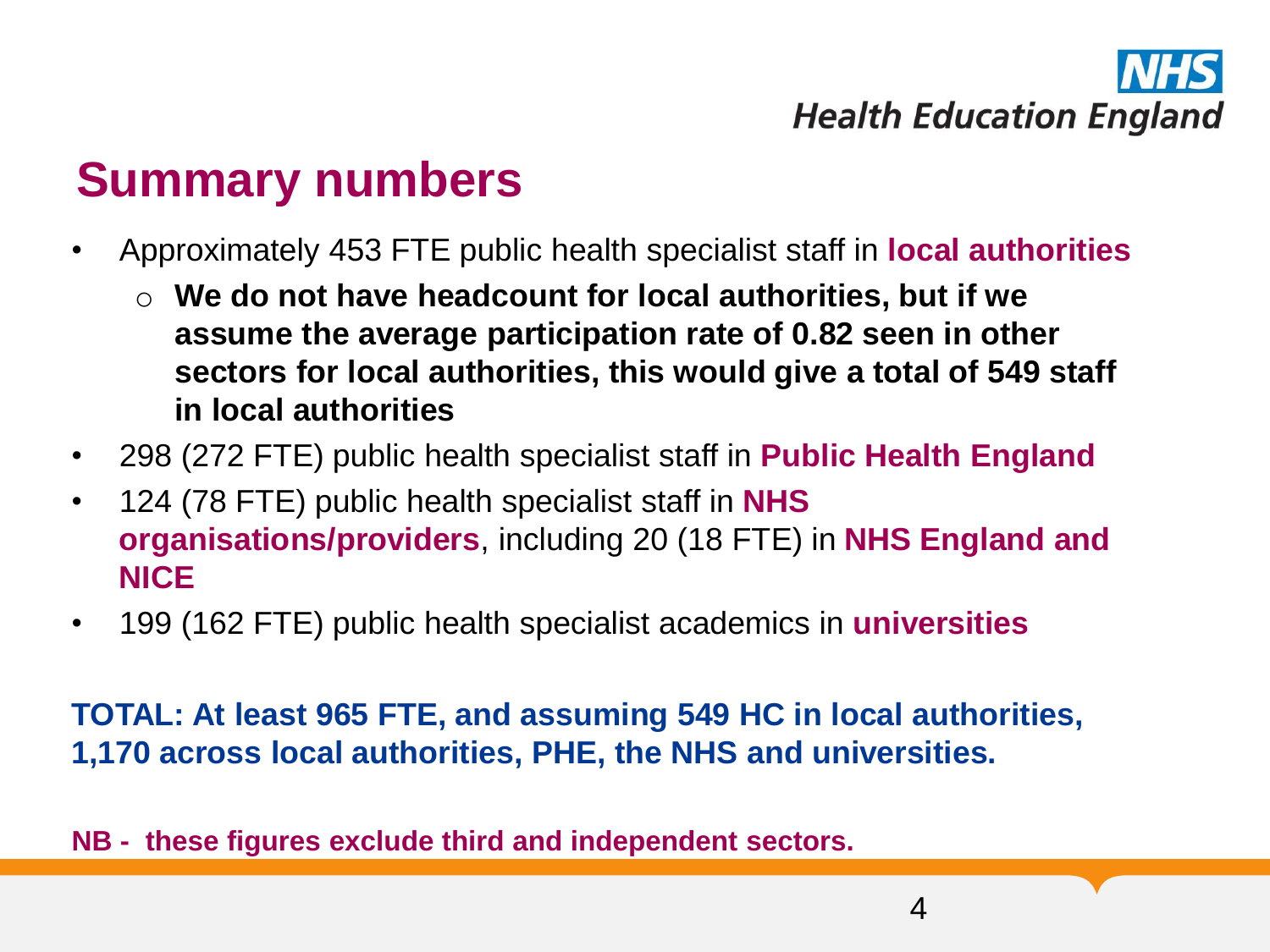## Summary numbers

- Approximately 453 FTE public health specialist staff in **local authorities**
  - **We do not have headcount for local authorities, but if we assume the average participation rate of 0.82 seen in other sectors for local authorities, this would give a total of 549 staff in local authorities**
- 298 (272 FTE) public health specialist staff in **Public Health England**
- 124 (78 FTE) public health specialist staff in **NHS organisations/providers**, including 20 (18 FTE) in **NHS England and NICE**
- 199 (162 FTE) public health specialist academics in **universities**

**TOTAL: At least 965 FTE, and assuming 549 HC in local authorities, 1,170 across local authorities, PHE, the NHS and universities.**

**NB - these figures exclude third and independent sectors.**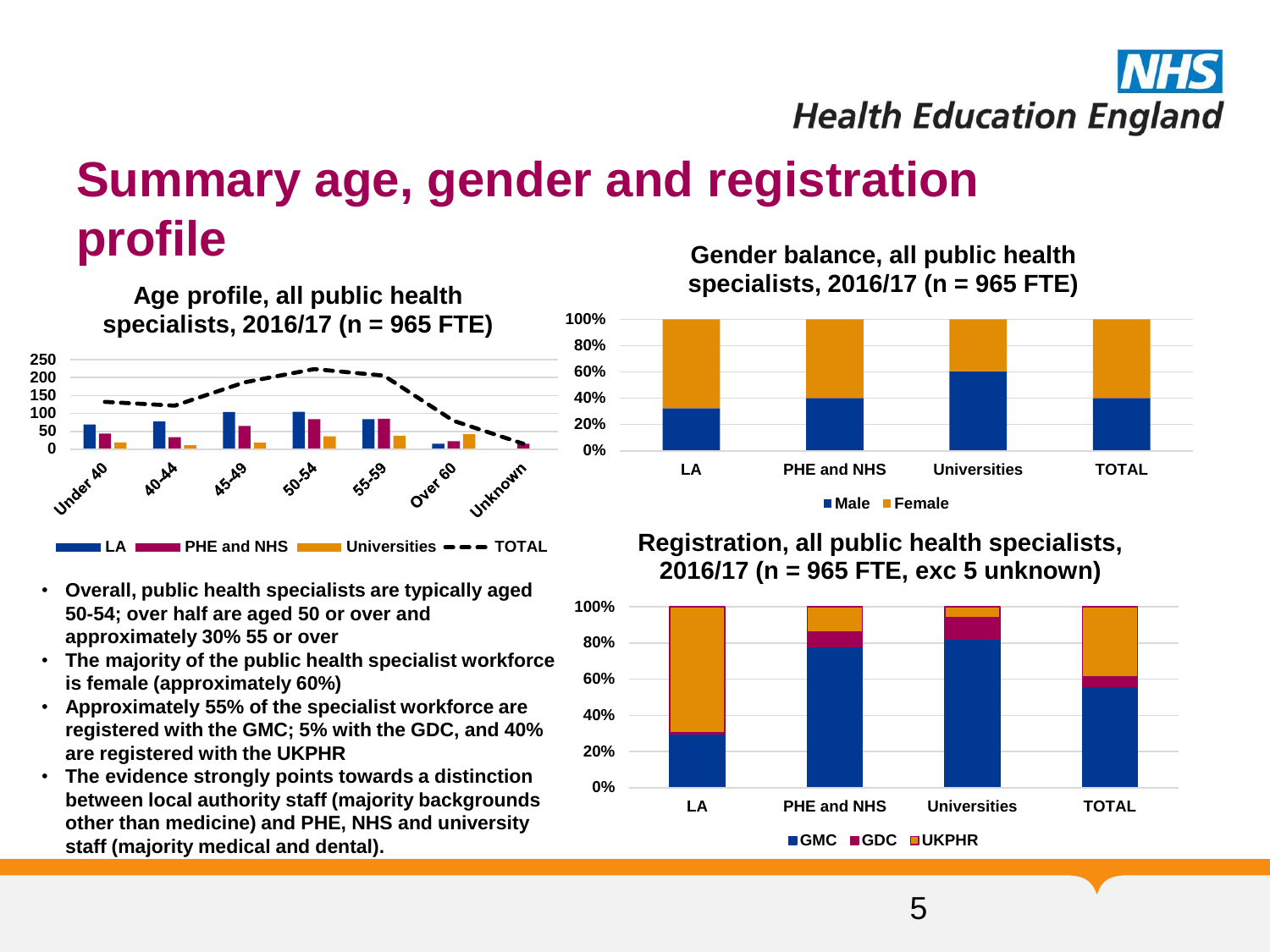# Summary age, gender and registration profile

**Age profile, all public health specialists, 2016/17 (n = 965 FTE)**

LA | PHE and NHS | Universities | TOTAL

**Gender balance, all public health specialists, 2016/17 (n = 965 FTE)**

Male | Female

**Registration, all public health specialists, 2016/17 (n = 965 FTE, exc 5 unknown)**

GMC | GDC | UKPHR

- **Overall, public health specialists are typically aged 50-54; over half are aged 50 or over and approximately 30% 55 or over**
- **The majority of the public health specialist workforce is female (approximately 60%)**
- **Approximately 55% of the specialist workforce are registered with the GMC; 5% with the GDC, and 40% are registered with the UKPHR**
- **The evidence strongly points towards a distinction between local authority staff (majority backgrounds other than medicine) and PHE, NHS and university staff (majority medical and dental).**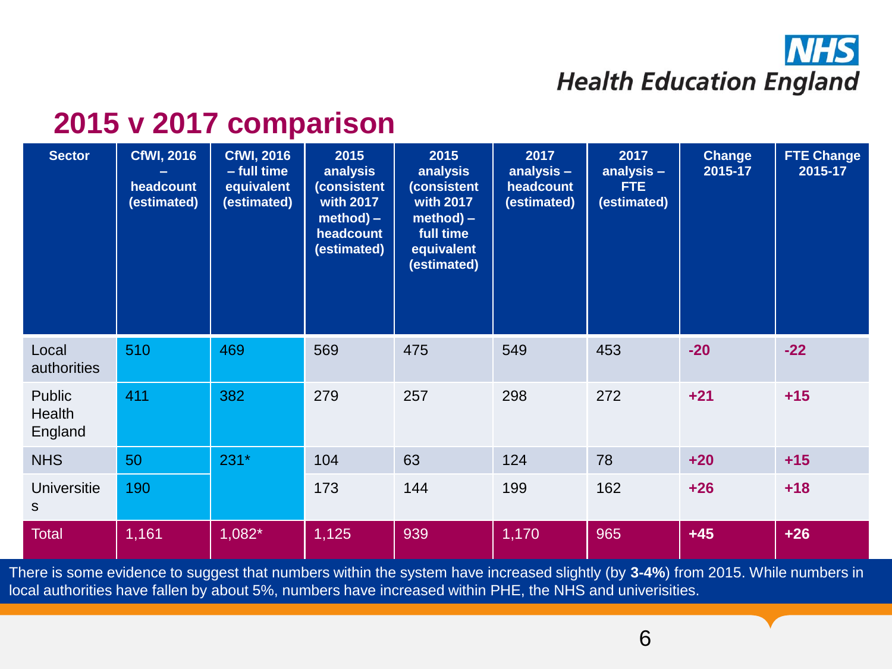## 2015 v 2017 comparison

| Sector | CfWI, 2016 – headcount (estimated) | CfWI, 2016 – full time equivalent (estimated) | 2015 analysis (consistent with 2017 method) – headcount (estimated) | 2015 analysis (consistent with 2017 method) – full time equivalent (estimated) | 2017 analysis – headcount (estimated) | 2017 analysis – FTE (estimated) | Change 2015-17 | FTE Change 2015-17 |
|---|---|---|---|---|---|---|---|---|
| Local authorities | 510 | 469 | 569 | 475 | 549 | 453 | **-20** | **-22** |
| Public Health England | 411 | 382 | 279 | 257 | 298 | 272 | **+21** | **+15** |
| NHS | 50 | 231* | 104 | 63 | 124 | 78 | **+20** | **+15** |
| Universities | 190 | | 173 | 144 | 199 | 162 | **+26** | **+18** |
| Total | 1,161 | 1,082* | 1,125 | 939 | 1,170 | 965 | **+45** | **+26** |

There is some evidence to suggest that numbers within the system have increased slightly (by **3-4%**) from 2015. While numbers in local authorities have fallen by about 5%, numbers have increased within PHE, the NHS and univerisities.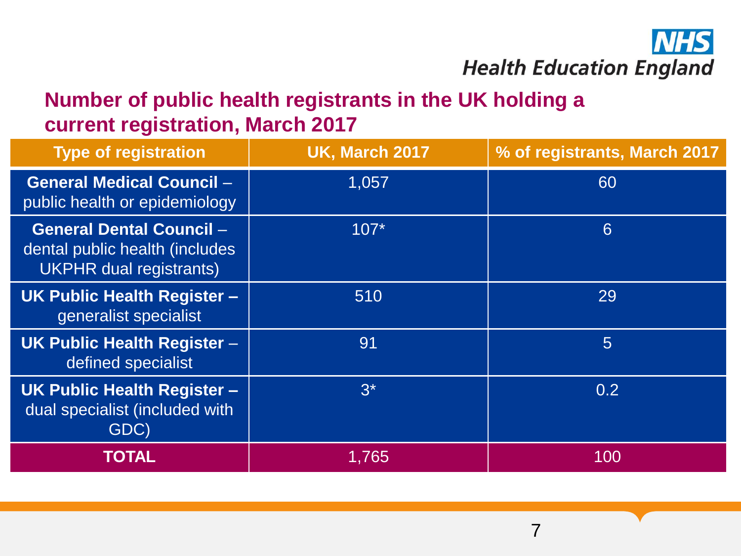## Number of public health registrants in the UK holding a current registration, March 2017

| Type of registration | UK, March 2017 | % of registrants, March 2017 |
| --- | --- | --- |
| **General Medical Council** – public health or epidemiology | 1,057 | 60 |
| **General Dental Council** – dental public health (includes UKPHR dual registrants) | 107* | 6 |
| **UK Public Health Register –** generalist specialist | 510 | 29 |
| **UK Public Health Register** – defined specialist | 91 | 5 |
| **UK Public Health Register –** dual specialist (included with GDC) | 3* | 0.2 |
| **TOTAL** | 1,765 | 100 |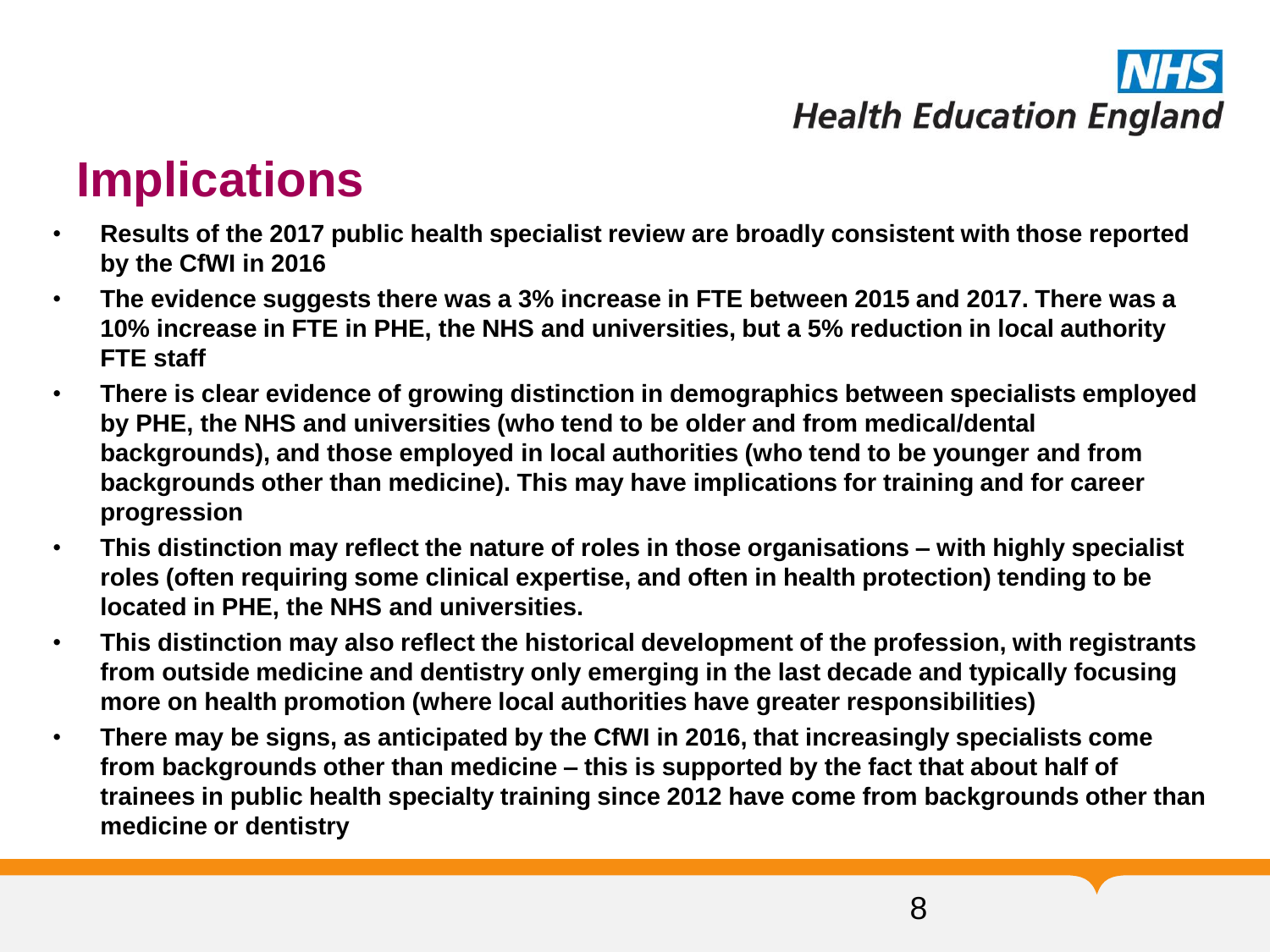# Implications

- **Results of the 2017 public health specialist review are broadly consistent with those reported by the CfWI in 2016**
- **The evidence suggests there was a 3% increase in FTE between 2015 and 2017. There was a 10% increase in FTE in PHE, the NHS and universities, but a 5% reduction in local authority FTE staff**
- **There is clear evidence of growing distinction in demographics between specialists employed by PHE, the NHS and universities (who tend to be older and from medical/dental backgrounds), and those employed in local authorities (who tend to be younger and from backgrounds other than medicine). This may have implications for training and for career progression**
- **This distinction may reflect the nature of roles in those organisations – with highly specialist roles (often requiring some clinical expertise, and often in health protection) tending to be located in PHE, the NHS and universities.**
- **This distinction may also reflect the historical development of the profession, with registrants from outside medicine and dentistry only emerging in the last decade and typically focusing more on health promotion (where local authorities have greater responsibilities)**
- **There may be signs, as anticipated by the CfWI in 2016, that increasingly specialists come from backgrounds other than medicine – this is supported by the fact that about half of trainees in public health specialty training since 2012 have come from backgrounds other than medicine or dentistry**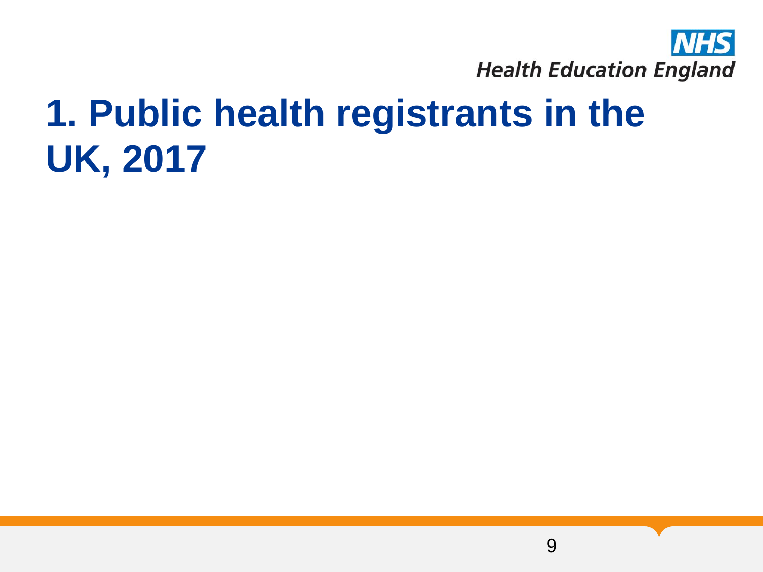# 1. Public health registrants in the UK, 2017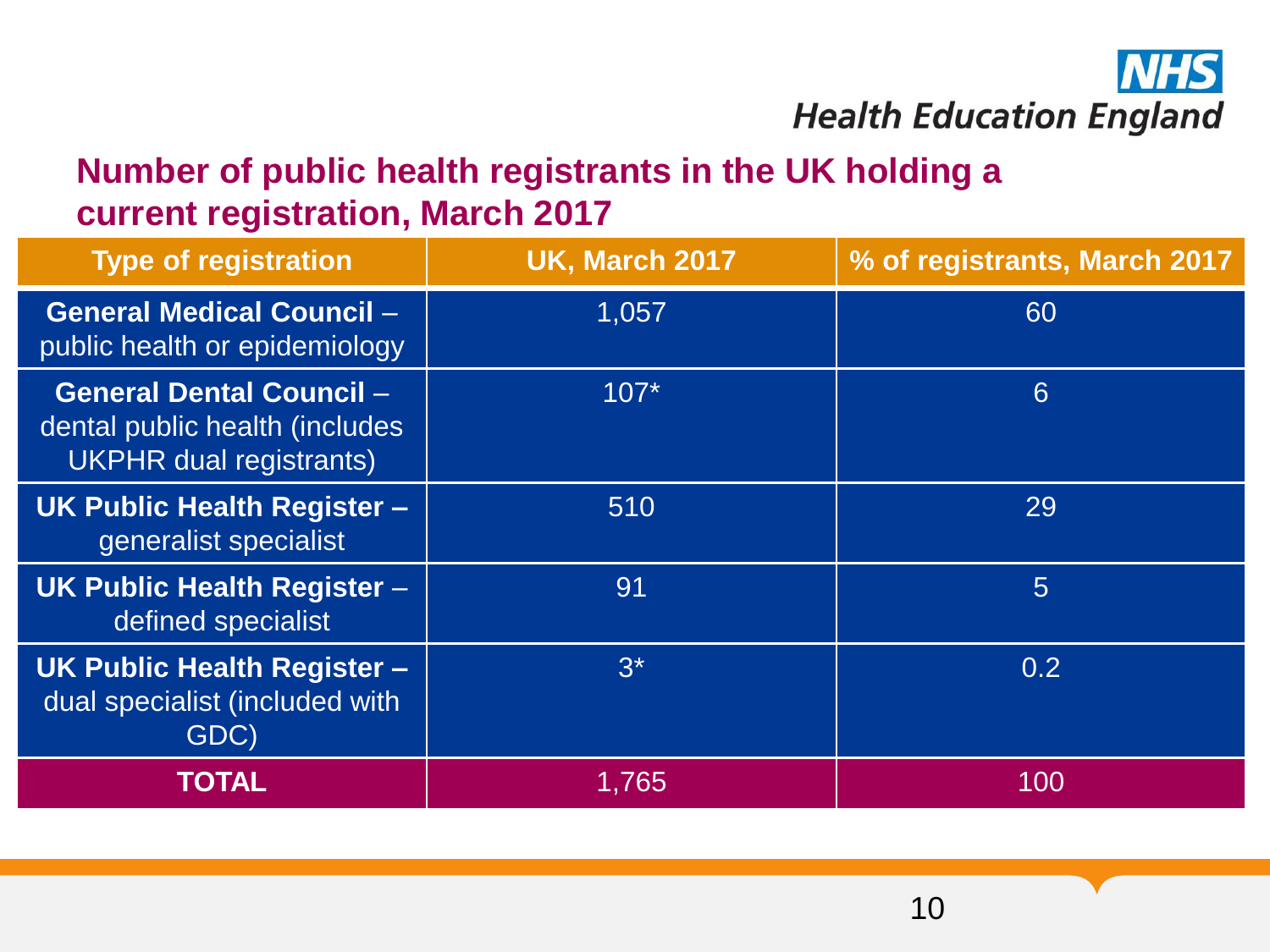## Number of public health registrants in the UK holding a current registration, March 2017

| Type of registration | UK, March 2017 | % of registrants, March 2017 |
|---|---|---|
| **General Medical Council** – public health or epidemiology | 1,057 | 60 |
| **General Dental Council** – dental public health (includes UKPHR dual registrants) | 107* | 6 |
| **UK Public Health Register –** generalist specialist | 510 | 29 |
| **UK Public Health Register** – defined specialist | 91 | 5 |
| **UK Public Health Register –** dual specialist (included with GDC) | 3* | 0.2 |
| **TOTAL** | 1,765 | 100 |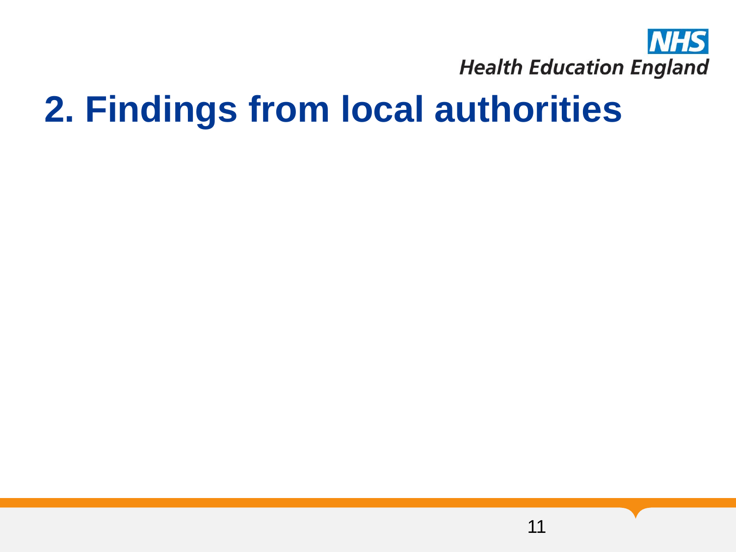# 2. Findings from local authorities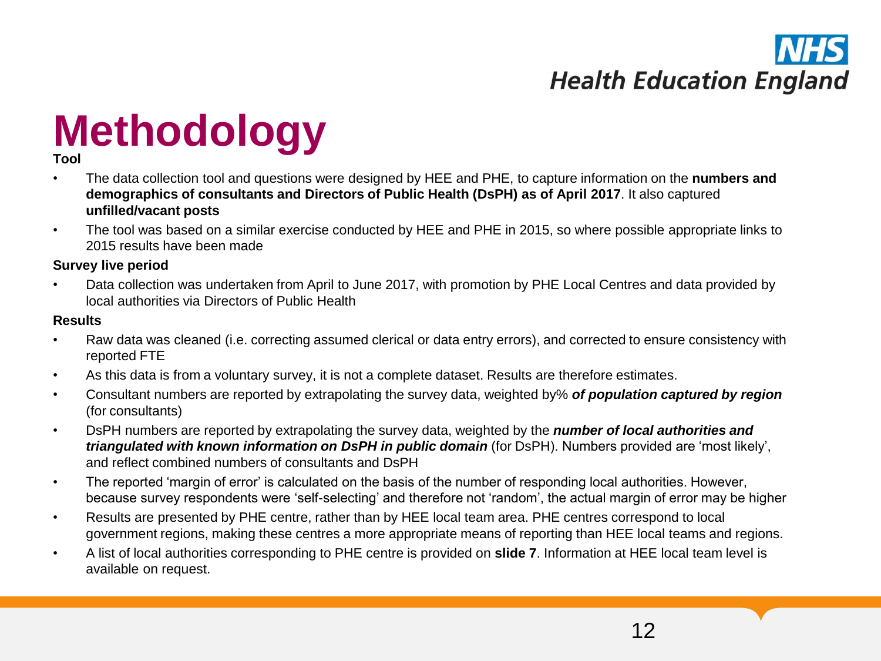# Methodology

**Tool**

- The data collection tool and questions were designed by HEE and PHE, to capture information on the **numbers and demographics of consultants and Directors of Public Health (DsPH) as of April 2017**. It also captured **unfilled/vacant posts**
- The tool was based on a similar exercise conducted by HEE and PHE in 2015, so where possible appropriate links to 2015 results have been made

**Survey live period**

- Data collection was undertaken from April to June 2017, with promotion by PHE Local Centres and data provided by local authorities via Directors of Public Health

**Results**

- Raw data was cleaned (i.e. correcting assumed clerical or data entry errors), and corrected to ensure consistency with reported FTE
- As this data is from a voluntary survey, it is not a complete dataset. Results are therefore estimates.
- Consultant numbers are reported by extrapolating the survey data, weighted by% ***of population captured by region*** (for consultants)
- DsPH numbers are reported by extrapolating the survey data, weighted by the ***number of local authorities and triangulated with known information on DsPH in public domain*** (for DsPH). Numbers provided are 'most likely', and reflect combined numbers of consultants and DsPH
- The reported 'margin of error' is calculated on the basis of the number of responding local authorities. However, because survey respondents were 'self-selecting' and therefore not 'random', the actual margin of error may be higher
- Results are presented by PHE centre, rather than by HEE local team area. PHE centres correspond to local government regions, making these centres a more appropriate means of reporting than HEE local teams and regions.
- A list of local authorities corresponding to PHE centre is provided on **slide 7**. Information at HEE local team level is available on request.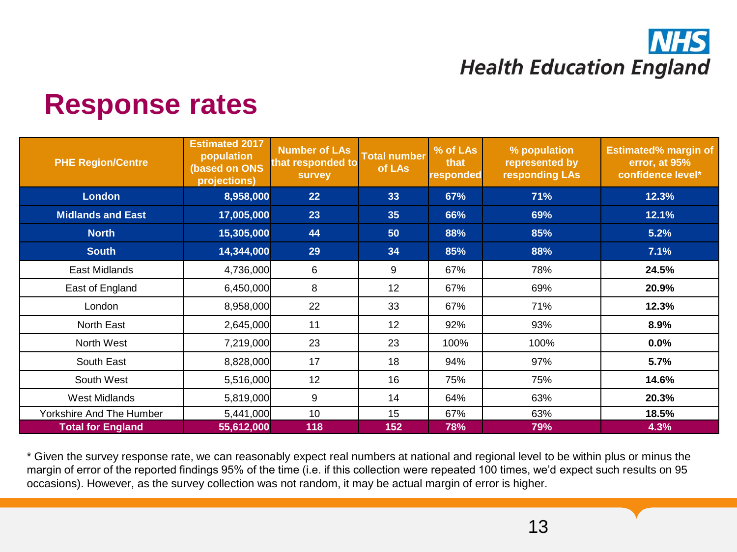# Response rates

| PHE Region/Centre | Estimated 2017 population (based on ONS projections) | Number of LAs that responded to survey | Total number of LAs | % of LAs that responded | % population represented by responding LAs | Estimated% margin of error, at 95% confidence level* |
|---|---|---|---|---|---|---|
| **London** | **8,958,000** | **22** | **33** | **67%** | **71%** | **12.3%** |
| **Midlands and East** | **17,005,000** | **23** | **35** | **66%** | **69%** | **12.1%** |
| **North** | **15,305,000** | **44** | **50** | **88%** | **85%** | **5.2%** |
| **South** | **14,344,000** | **29** | **34** | **85%** | **88%** | **7.1%** |
| East Midlands | 4,736,000 | 6 | 9 | 67% | 78% | **24.5%** |
| East of England | 6,450,000 | 8 | 12 | 67% | 69% | **20.9%** |
| London | 8,958,000 | 22 | 33 | 67% | 71% | **12.3%** |
| North East | 2,645,000 | 11 | 12 | 92% | 93% | **8.9%** |
| North West | 7,219,000 | 23 | 23 | 100% | 100% | **0.0%** |
| South East | 8,828,000 | 17 | 18 | 94% | 97% | **5.7%** |
| South West | 5,516,000 | 12 | 16 | 75% | 75% | **14.6%** |
| West Midlands | 5,819,000 | 9 | 14 | 64% | 63% | **20.3%** |
| Yorkshire And The Humber | 5,441,000 | 10 | 15 | 67% | 63% | **18.5%** |
| **Total for England** | **55,612,000** | **118** | **152** | **78%** | **79%** | **4.3%** |

* Given the survey response rate, we can reasonably expect real numbers at national and regional level to be within plus or minus the margin of error of the reported findings 95% of the time (i.e. if this collection were repeated 100 times, we'd expect such results on 95 occasions). However, as the survey collection was not random, it may be actual margin of error is higher.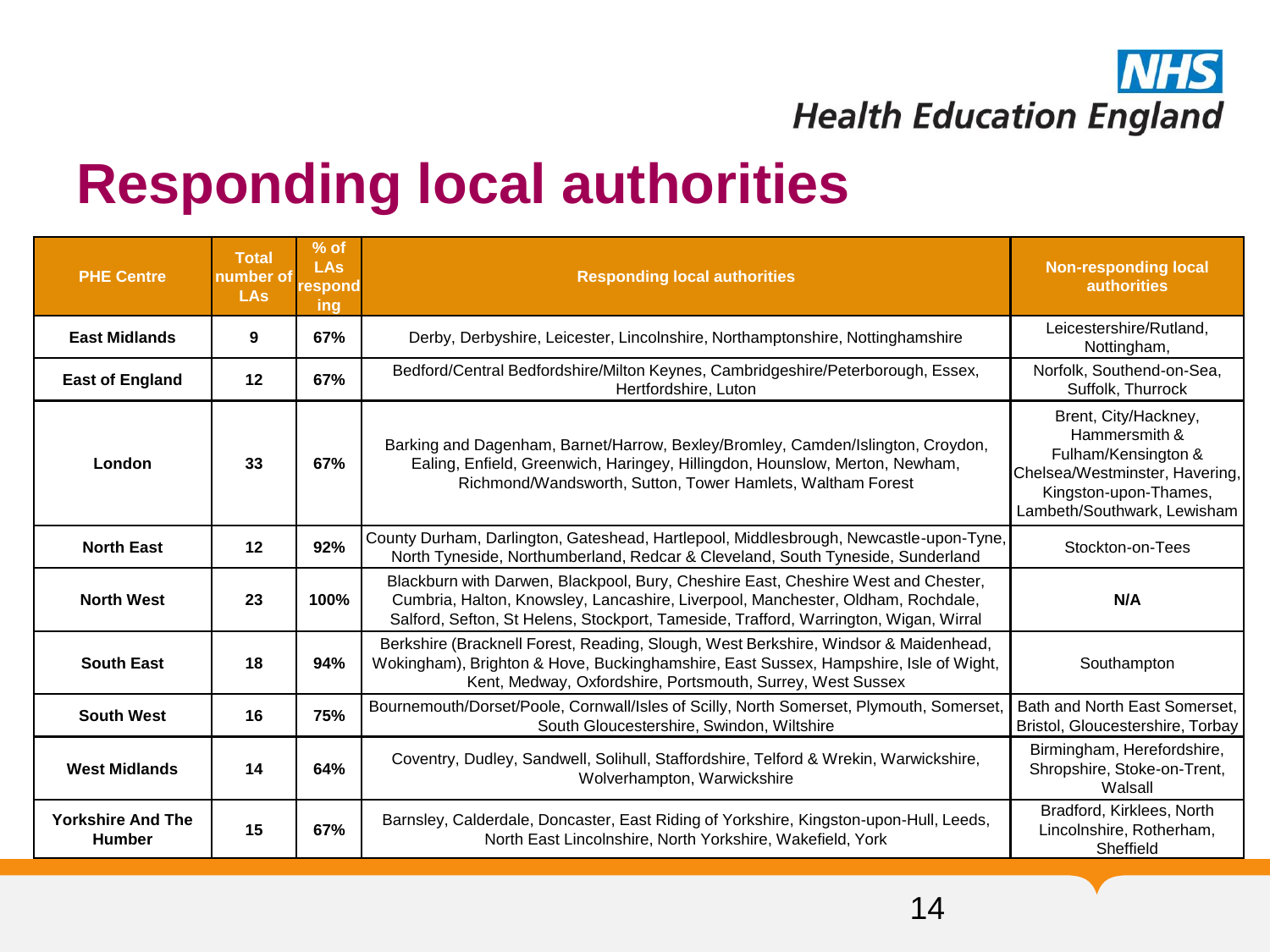# Responding local authorities

| PHE Centre | Total number of LAs | % of LAs responding | Responding local authorities | Non-responding local authorities |
|---|---|---|---|---|
| **East Midlands** | **9** | **67%** | Derby, Derbyshire, Leicester, Lincolnshire, Northamptonshire, Nottinghamshire | Leicestershire/Rutland, Nottingham, |
| **East of England** | **12** | **67%** | Bedford/Central Bedfordshire/Milton Keynes, Cambridgeshire/Peterborough, Essex, Hertfordshire, Luton | Norfolk, Southend-on-Sea, Suffolk, Thurrock |
| **London** | **33** | **67%** | Barking and Dagenham, Barnet/Harrow, Bexley/Bromley, Camden/Islington, Croydon, Ealing, Enfield, Greenwich, Haringey, Hillingdon, Hounslow, Merton, Newham, Richmond/Wandsworth, Sutton, Tower Hamlets, Waltham Forest | Brent, City/Hackney, Hammersmith & Fulham/Kensington & Chelsea/Westminster, Havering, Kingston-upon-Thames, Lambeth/Southwark, Lewisham |
| **North East** | **12** | **92%** | County Durham, Darlington, Gateshead, Hartlepool, Middlesbrough, Newcastle-upon-Tyne, North Tyneside, Northumberland, Redcar & Cleveland, South Tyneside, Sunderland | Stockton-on-Tees |
| **North West** | **23** | **100%** | Blackburn with Darwen, Blackpool, Bury, Cheshire East, Cheshire West and Chester, Cumbria, Halton, Knowsley, Lancashire, Liverpool, Manchester, Oldham, Rochdale, Salford, Sefton, St Helens, Stockport, Tameside, Trafford, Warrington, Wigan, Wirral | **N/A** |
| **South East** | **18** | **94%** | Berkshire (Bracknell Forest, Reading, Slough, West Berkshire, Windsor & Maidenhead, Wokingham), Brighton & Hove, Buckinghamshire, East Sussex, Hampshire, Isle of Wight, Kent, Medway, Oxfordshire, Portsmouth, Surrey, West Sussex | Southampton |
| **South West** | **16** | **75%** | Bournemouth/Dorset/Poole, Cornwall/Isles of Scilly, North Somerset, Plymouth, Somerset, South Gloucestershire, Swindon, Wiltshire | Bath and North East Somerset, Bristol, Gloucestershire, Torbay |
| **West Midlands** | **14** | **64%** | Coventry, Dudley, Sandwell, Solihull, Staffordshire, Telford & Wrekin, Warwickshire, Wolverhampton, Warwickshire | Birmingham, Herefordshire, Shropshire, Stoke-on-Trent, Walsall |
| **Yorkshire And The Humber** | **15** | **67%** | Barnsley, Calderdale, Doncaster, East Riding of Yorkshire, Kingston-upon-Hull, Leeds, North East Lincolnshire, North Yorkshire, Wakefield, York | Bradford, Kirklees, North Lincolnshire, Rotherham, Sheffield |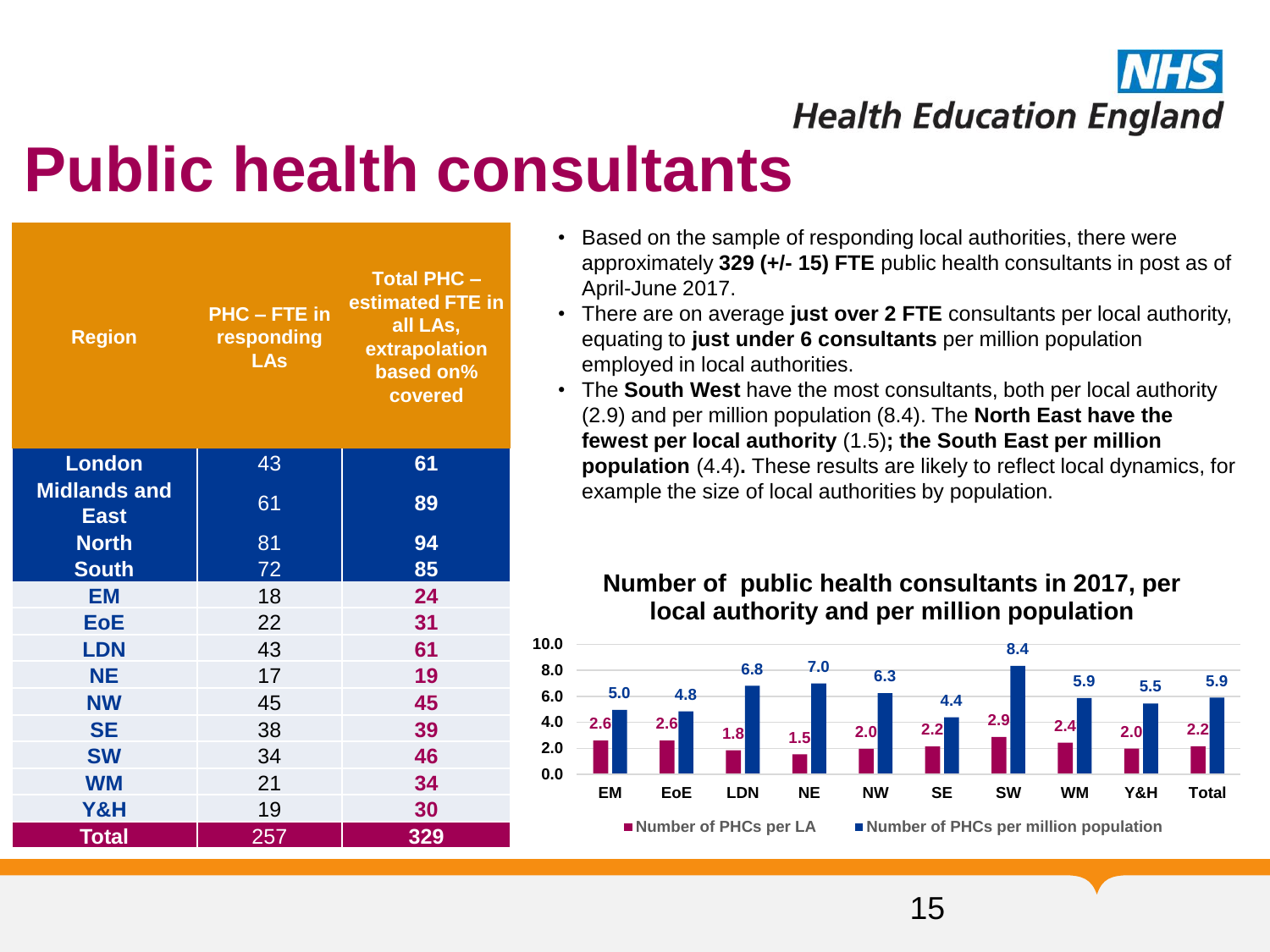# Public health consultants

| Region | PHC – FTE in responding LAs | Total PHC – estimated FTE in all LAs, extrapolation based on% covered |
|---|---|---|
| **London** | 43 | **61** |
| **Midlands and East** | 61 | **89** |
| **North** | 81 | **94** |
| **South** | 72 | **85** |
| **EM** | 18 | **24** |
| **EoE** | 22 | **31** |
| **LDN** | 43 | **61** |
| **NE** | 17 | **19** |
| **NW** | 45 | **45** |
| **SE** | 38 | **39** |
| **SW** | 34 | **46** |
| **WM** | 21 | **34** |
| **Y&H** | 19 | **30** |
| **Total** | 257 | **329** |

- Based on the sample of responding local authorities, there were approximately **329 (+/- 15) FTE** public health consultants in post as of April-June 2017.
- There are on average **just over 2 FTE** consultants per local authority, equating to **just under 6 consultants** per million population employed in local authorities.
- The **South West** have the most consultants, both per local authority (2.9) and per million population (8.4). The **North East have the fewest per local authority** (1.5)**; the South East per million population** (4.4)**.** These results are likely to reflect local dynamics, for example the size of local authorities by population.

**Number of public health consultants in 2017, per local authority and per million population**

| | EM | EoE | LDN | NE | NW | SE | SW | WM | Y&H | Total |
|---|---|---|---|---|---|---|---|---|---|---|
| Number of PHCs per LA | 2.6 | 2.6 | 1.8 | 1.5 | 2.0 | 2.2 | 2.9 | 2.4 | 2.0 | 2.2 |
| Number of PHCs per million population | 5.0 | 4.8 | 6.8 | 7.0 | 6.3 | 4.4 | 8.4 | 5.9 | 5.5 | 5.9 |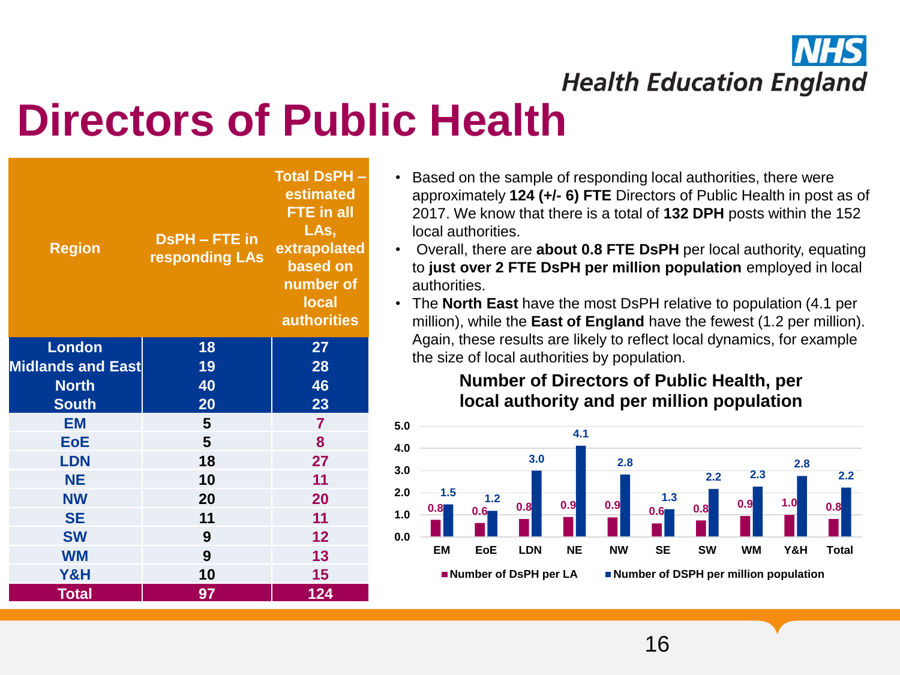# Directors of Public Health

| Region | DsPH – FTE in responding LAs | Total DsPH – estimated FTE in all LAs, extrapolated based on number of local authorities |
|---|---|---|
| London | 18 | 27 |
| Midlands and East | 19 | 28 |
| North | 40 | 46 |
| South | 20 | 23 |
| EM | 5 | 7 |
| EoE | 5 | 8 |
| LDN | 18 | 27 |
| NE | 10 | 11 |
| NW | 20 | 20 |
| SE | 11 | 11 |
| SW | 9 | 12 |
| WM | 9 | 13 |
| Y&H | 10 | 15 |
| Total | 97 | 124 |

- Based on the sample of responding local authorities, there were approximately **124 (+/- 6) FTE** Directors of Public Health in post as of 2017. We know that there is a total of **132 DPH** posts within the 152 local authorities.
- Overall, there are **about 0.8 FTE DsPH** per local authority, equating to **just over 2 FTE DsPH per million population** employed in local authorities.
- The **North East** have the most DsPH relative to population (4.1 per million), while the **East of England** have the fewest (1.2 per million). Again, these results are likely to reflect local dynamics, for example the size of local authorities by population.

**Number of Directors of Public Health, per local authority and per million population**

| Region | Number of DsPH per LA | Number of DSPH per million population |
|---|---|---|
| EM | 0.8 | 1.5 |
| EoE | 0.6 | 1.2 |
| LDN | 0.8 | 3.0 |
| NE | 0.9 | 4.1 |
| NW | 0.9 | 2.8 |
| SE | 0.6 | 1.3 |
| SW | 0.8 | 2.2 |
| WM | 0.9 | 2.3 |
| Y&H | 1.0 | 2.8 |
| Total | 0.8 | 2.2 |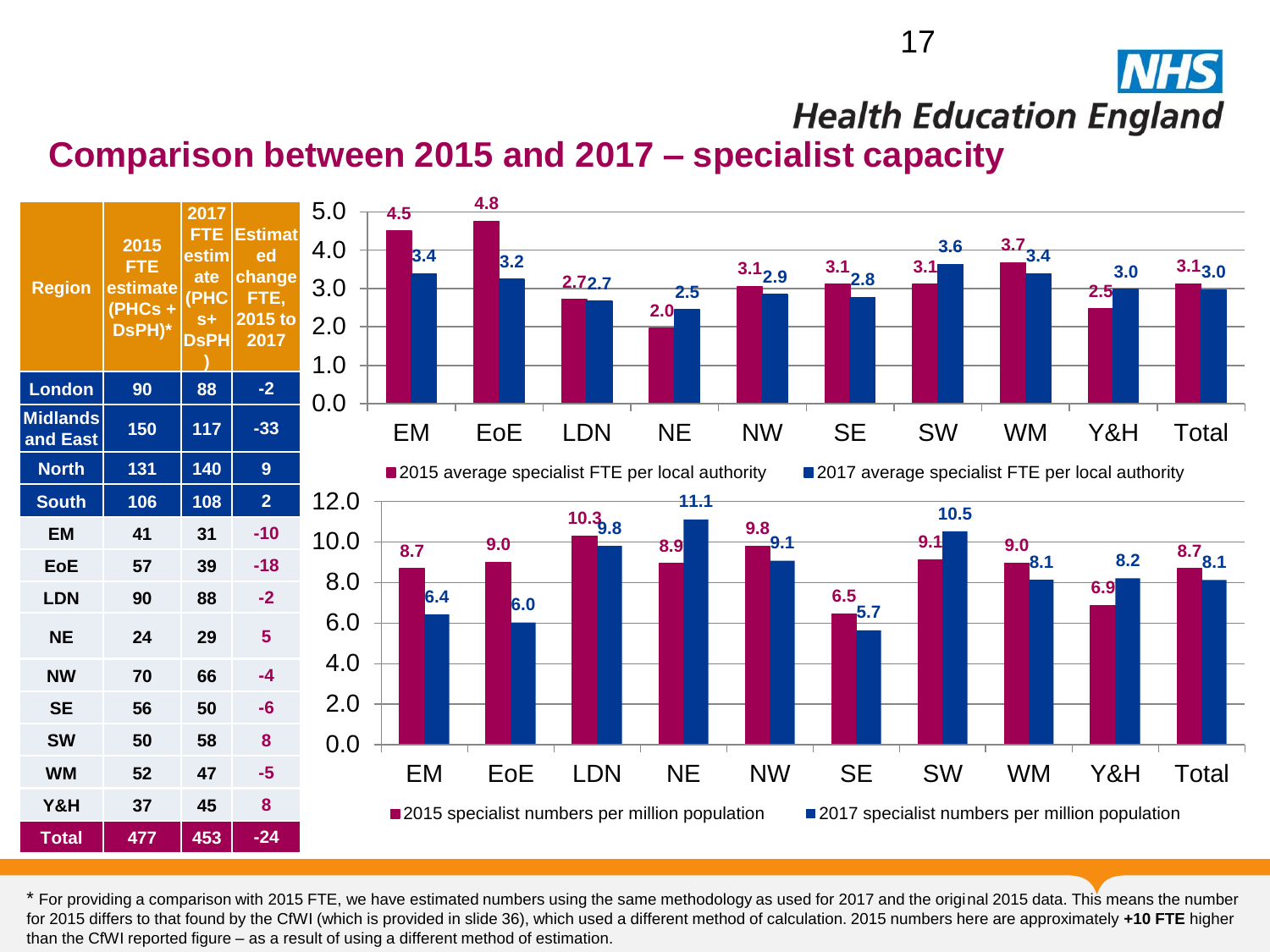## Comparison between 2015 and 2017 – specialist capacity

| Region | 2015 FTE estimate (PHCs + DsPH)* | 2017 FTE estimate (PHCs+ DsPH) | Estimated change FTE, 2015 to 2017 |
|---|---|---|---|
| London | 90 | 88 | -2 |
| Midlands and East | 150 | 117 | -33 |
| North | 131 | 140 | 9 |
| South | 106 | 108 | 2 |
| EM | 41 | 31 | -10 |
| EoE | 57 | 39 | -18 |
| LDN | 90 | 88 | -2 |
| NE | 24 | 29 | 5 |
| NW | 70 | 66 | -4 |
| SE | 56 | 50 | -6 |
| SW | 50 | 58 | 8 |
| WM | 52 | 47 | -5 |
| Y&H | 37 | 45 | 8 |
| Total | 477 | 453 | -24 |

| Region | 2015 average specialist FTE per local authority | 2017 average specialist FTE per local authority |
|---|---|---|
| EM | 4.5 | 3.4 |
| EoE | 4.8 | 3.2 |
| LDN | 2.7 | 2.7 |
| NE | 2.0 | 2.5 |
| NW | 3.1 | 2.9 |
| SE | 3.1 | 2.8 |
| SW | 3.1 | 3.6 |
| WM | 3.7 | 3.4 |
| Y&H | 2.5 | 3.0 |
| Total | 3.1 | 3.0 |

| Region | 2015 specialist numbers per million population | 2017 specialist numbers per million population |
|---|---|---|
| EM | 8.7 | 6.4 |
| EoE | 9.0 | 6.0 |
| LDN | 10.3 | 9.8 |
| NE | 8.9 | 11.1 |
| NW | 9.8 | 9.1 |
| SE | 6.5 | 5.7 |
| SW | 9.1 | 10.5 |
| WM | 9.0 | 8.1 |
| Y&H | 6.9 | 8.2 |
| Total | 8.7 | 8.1 |

* For providing a comparison with 2015 FTE, we have estimated numbers using the same methodology as used for 2017 and the original 2015 data. This means the number for 2015 differs to that found by the CfWI (which is provided in slide 36), which used a different method of calculation. 2015 numbers here are approximately **+10 FTE** higher than the CfWI reported figure – as a result of using a different method of estimation.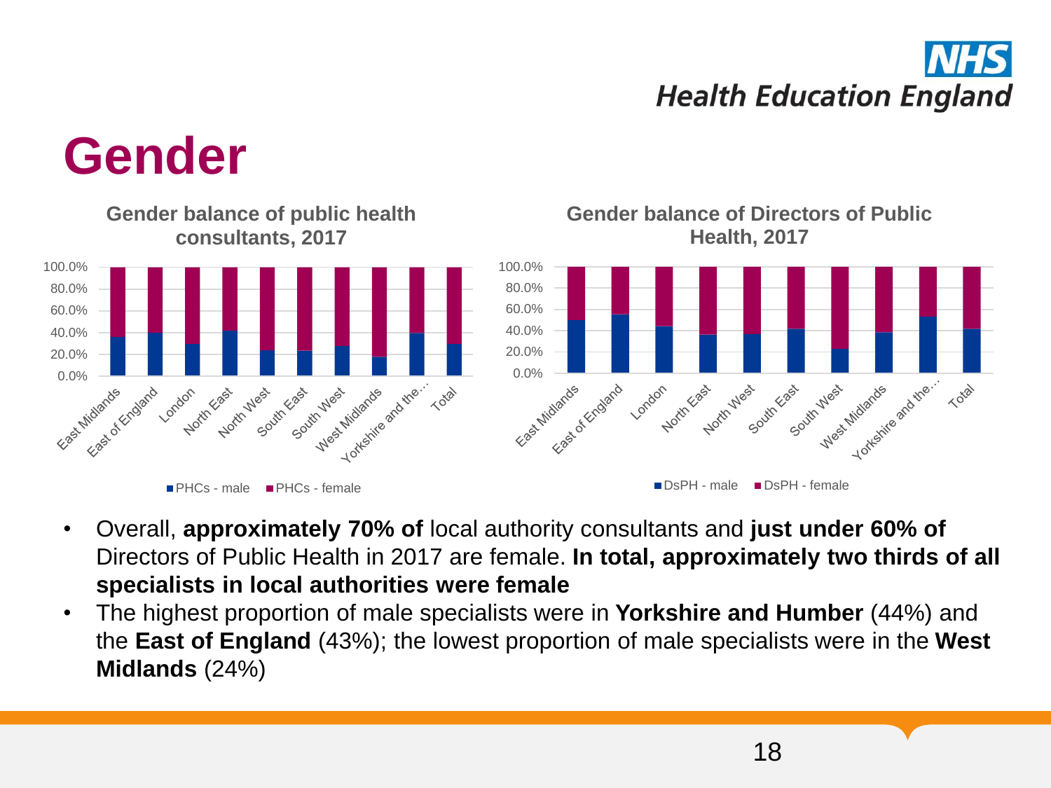# Gender

**Gender balance of public health consultants, 2017**

**Gender balance of Directors of Public Health, 2017**

- Overall, **approximately 70% of** local authority consultants and **just under 60% of** Directors of Public Health in 2017 are female. **In total, approximately two thirds of all specialists in local authorities were female**
- The highest proportion of male specialists were in **Yorkshire and Humber** (44%) and the **East of England** (43%); the lowest proportion of male specialists were in the **West Midlands** (24%)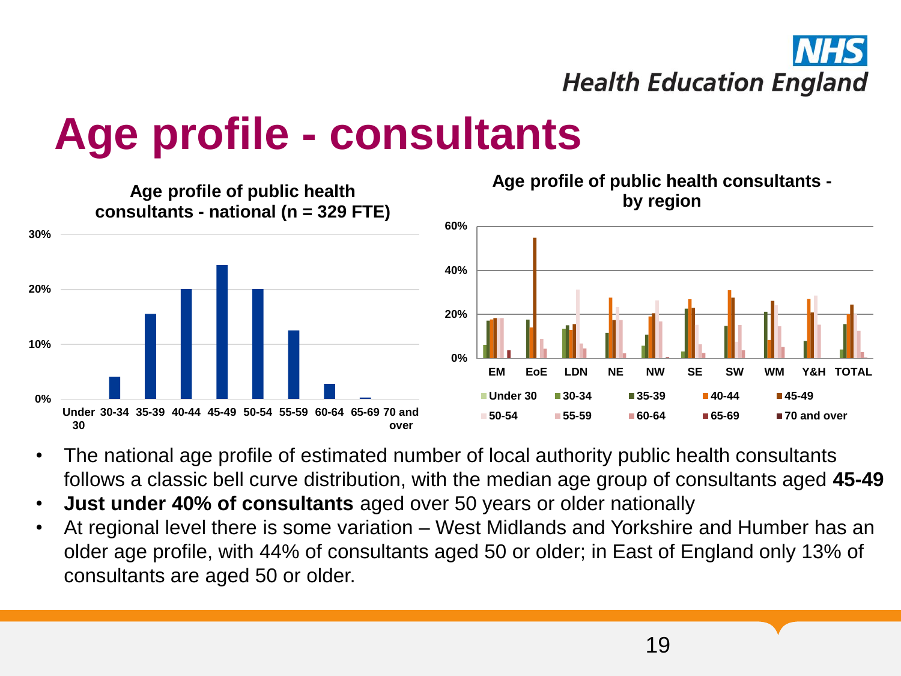# Age profile - consultants

**Age profile of public health consultants - national (n = 329 FTE)**

**Age profile of public health consultants - by region**

- The national age profile of estimated number of local authority public health consultants follows a classic bell curve distribution, with the median age group of consultants aged **45-49**
- **Just under 40% of consultants** aged over 50 years or older nationally
- At regional level there is some variation – West Midlands and Yorkshire and Humber has an older age profile, with 44% of consultants aged 50 or older; in East of England only 13% of consultants are aged 50 or older.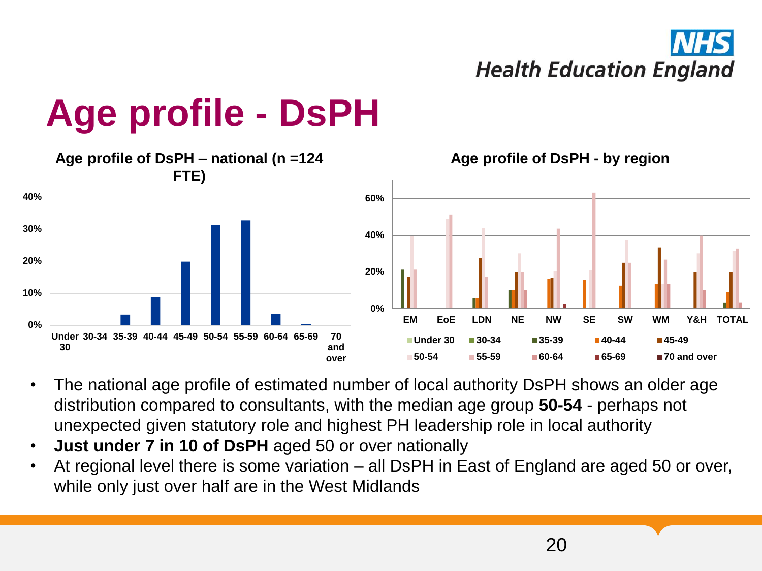# Age profile - DsPH

**Age profile of DsPH – national (n =124 FTE)**

**Age profile of DsPH - by region**

- The national age profile of estimated number of local authority DsPH shows an older age distribution compared to consultants, with the median age group **50-54** - perhaps not unexpected given statutory role and highest PH leadership role in local authority
- **Just under 7 in 10 of DsPH** aged 50 or over nationally
- At regional level there is some variation – all DsPH in East of England are aged 50 or over, while only just over half are in the West Midlands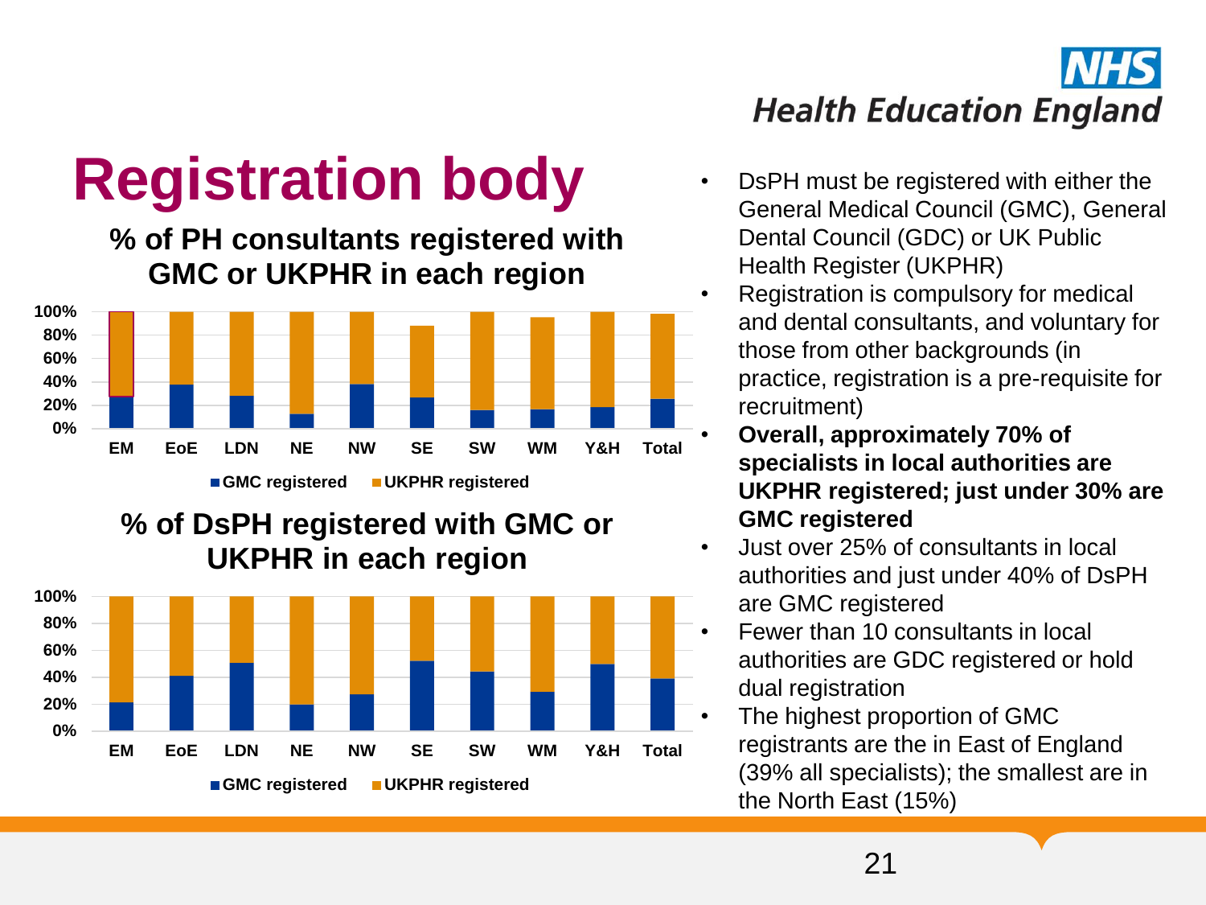# Registration body

### % of PH consultants registered with GMC or UKPHR in each region

100%
80%
60%
40%
20%
0%

EM EoE LDN NE NW SE SW WM Y&H Total

■ GMC registered ■ UKPHR registered

### % of DsPH registered with GMC or UKPHR in each region

100%
80%
60%
40%
20%
0%

EM EoE LDN NE NW SE SW WM Y&H Total

■ GMC registered ■ UKPHR registered

- DsPH must be registered with either the General Medical Council (GMC), General Dental Council (GDC) or UK Public Health Register (UKPHR)
- Registration is compulsory for medical and dental consultants, and voluntary for those from other backgrounds (in practice, registration is a pre-requisite for recruitment)
- **Overall, approximately 70% of specialists in local authorities are UKPHR registered; just under 30% are GMC registered**
- Just over 25% of consultants in local authorities and just under 40% of DsPH are GMC registered
- Fewer than 10 consultants in local authorities are GDC registered or hold dual registration
- The highest proportion of GMC registrants are the in East of England (39% all specialists); the smallest are in the North East (15%)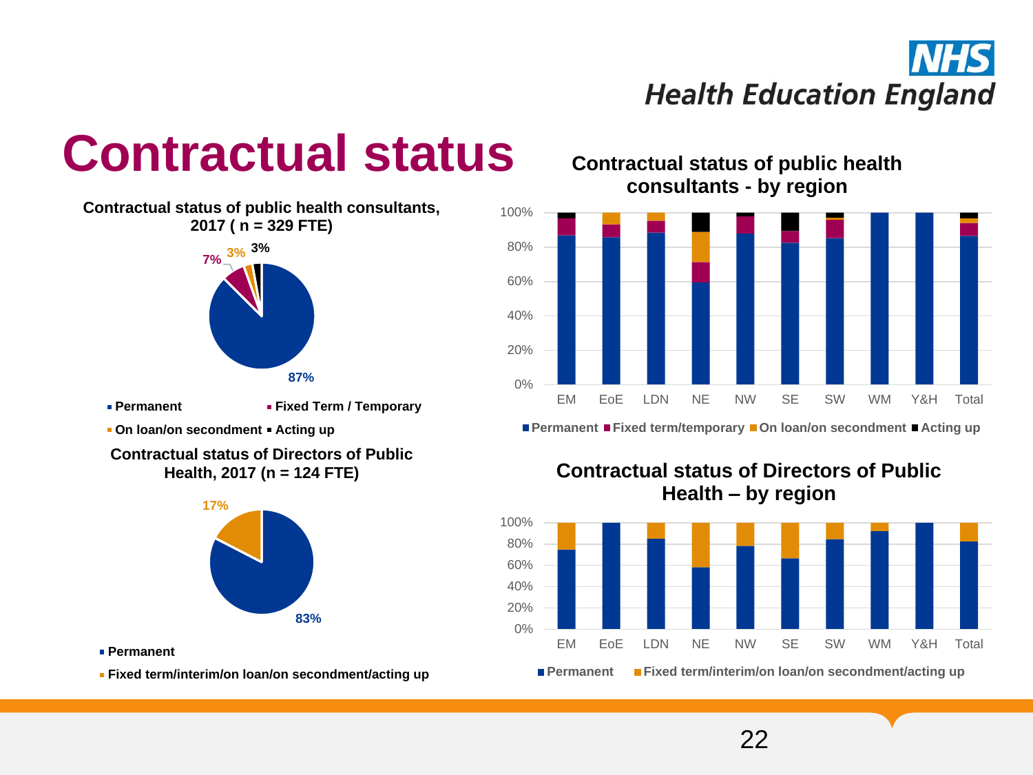# Contractual status

**Contractual status of public health consultants, 2017 ( n = 329 FTE)**

7% 3% 3%

87%

- Permanent
- Fixed Term / Temporary
- On loan/on secondment
- Acting up

**Contractual status of Directors of Public Health, 2017 (n = 124 FTE)**

17%

83%

- Permanent
- Fixed term/interim/on loan/on secondment/acting up

**Contractual status of public health consultants - by region**

100%
80%
60%
40%
20%
0%

EM EoE LDN NE NW SE SW WM Y&H Total

- Permanent
- Fixed term/temporary
- On loan/on secondment
- Acting up

**Contractual status of Directors of Public Health – by region**

100%
80%
60%
40%
20%
0%

EM EoE LDN NE NW SE SW WM Y&H Total

- Permanent
- Fixed term/interim/on loan/on secondment/acting up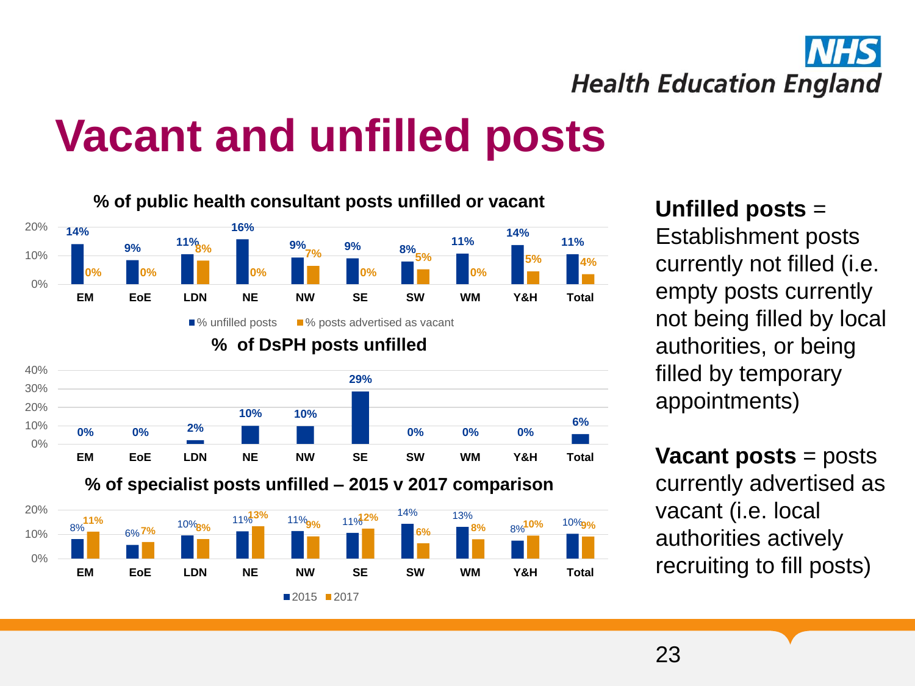# Vacant and unfilled posts

### % of public health consultant posts unfilled or vacant

| | EM | EoE | LDN | NE | NW | SE | SW | WM | Y&H | Total |
|---|---|---|---|---|---|---|---|---|---|---|
| % unfilled posts | 14% | 9% | 11% | 16% | 9% | 9% | 8% | 11% | 14% | 11% |
| % posts advertised as vacant | 0% | 0% | 8% | 0% | 7% | 0% | 5% | 0% | 5% | 4% |

### % of DsPH posts unfilled

| | EM | EoE | LDN | NE | NW | SE | SW | WM | Y&H | Total |
|---|---|---|---|---|---|---|---|---|---|---|
| % unfilled | 0% | 0% | 2% | 10% | 10% | 29% | 0% | 0% | 0% | 6% |

### % of specialist posts unfilled – 2015 v 2017 comparison

| | EM | EoE | LDN | NE | NW | SE | SW | WM | Y&H | Total |
|---|---|---|---|---|---|---|---|---|---|---|
| 2015 | 8% | 6% | 10% | 11% | 11% | 11% | 14% | 13% | 8% | 10% |
| 2017 | 11% | 7% | 8% | 13% | 9% | 12% | 6% | 8% | 10% | 9% |

**Unfilled posts** = Establishment posts currently not filled (i.e. empty posts currently not being filled by local authorities, or being filled by temporary appointments)

**Vacant posts** = posts currently advertised as vacant (i.e. local authorities actively recruiting to fill posts)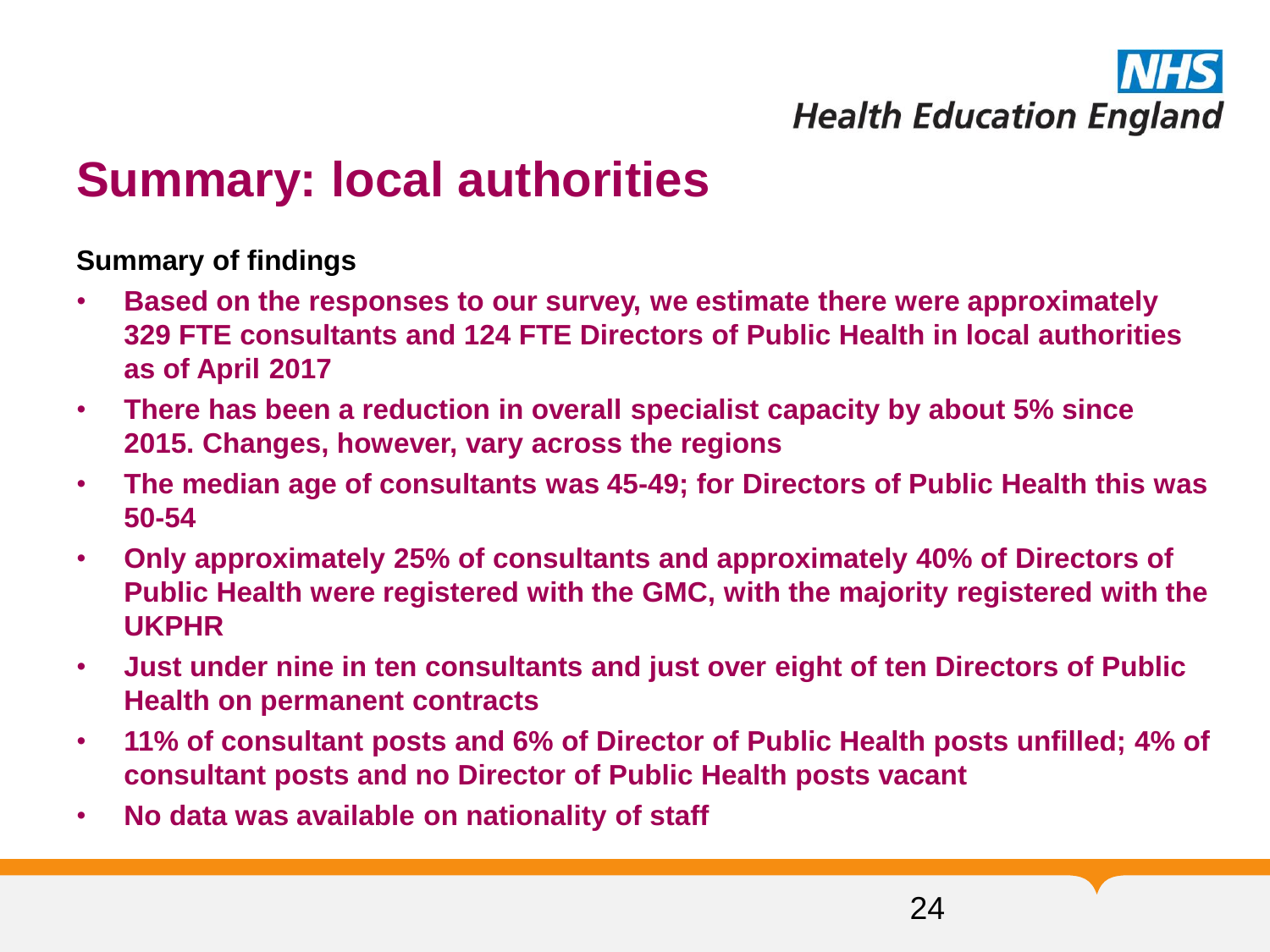# Summary: local authorities

**Summary of findings**

- **Based on the responses to our survey, we estimate there were approximately 329 FTE consultants and 124 FTE Directors of Public Health in local authorities as of April 2017**
- **There has been a reduction in overall specialist capacity by about 5% since 2015. Changes, however, vary across the regions**
- **The median age of consultants was 45-49; for Directors of Public Health this was 50-54**
- **Only approximately 25% of consultants and approximately 40% of Directors of Public Health were registered with the GMC, with the majority registered with the UKPHR**
- **Just under nine in ten consultants and just over eight of ten Directors of Public Health on permanent contracts**
- **11% of consultant posts and 6% of Director of Public Health posts unfilled; 4% of consultant posts and no Director of Public Health posts vacant**
- **No data was available on nationality of staff**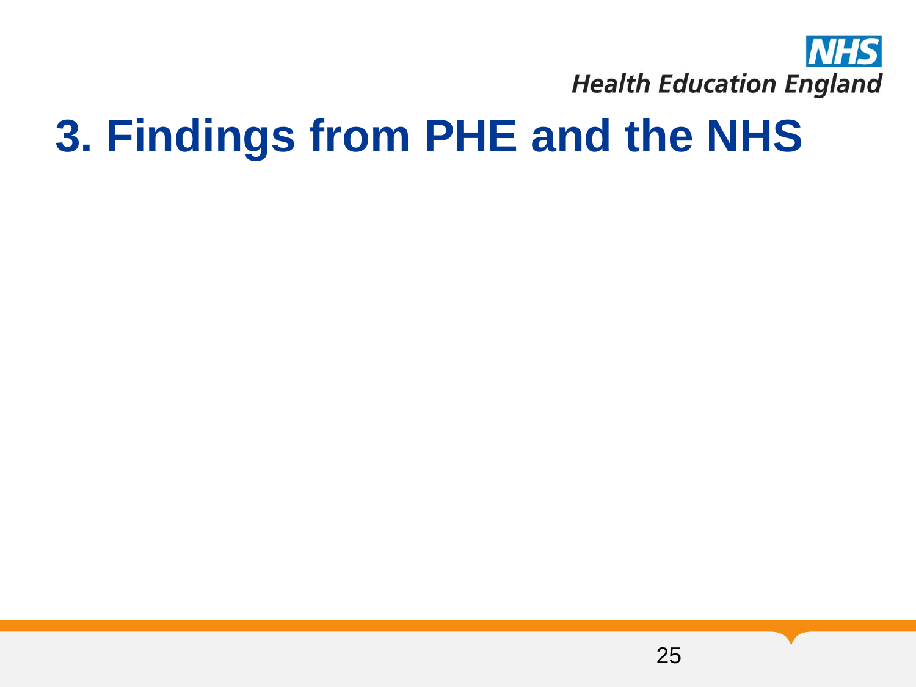# 3. Findings from PHE and the NHS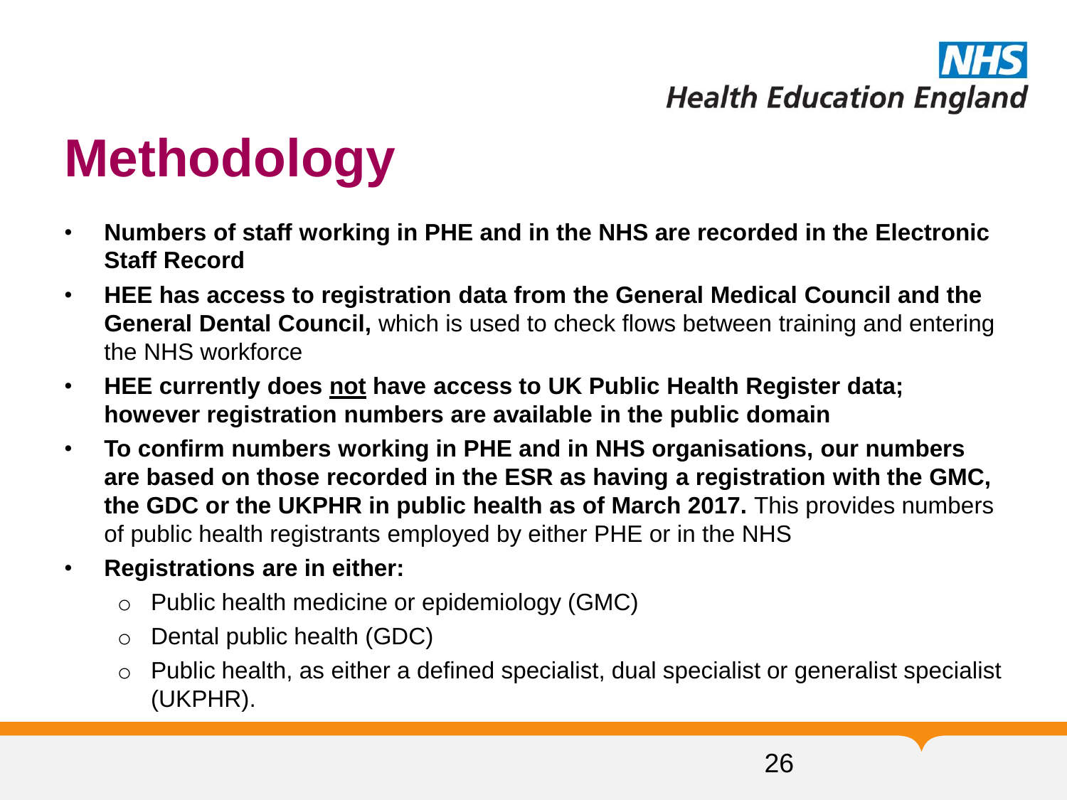# Methodology

- **Numbers of staff working in PHE and in the NHS are recorded in the Electronic Staff Record**
- **HEE has access to registration data from the General Medical Council and the General Dental Council,** which is used to check flows between training and entering the NHS workforce
- **HEE currently does <u>not</u> have access to UK Public Health Register data; however registration numbers are available in the public domain**
- **To confirm numbers working in PHE and in NHS organisations, our numbers are based on those recorded in the ESR as having a registration with the GMC, the GDC or the UKPHR in public health as of March 2017.** This provides numbers of public health registrants employed by either PHE or in the NHS
- **Registrations are in either:**
  - Public health medicine or epidemiology (GMC)
  - Dental public health (GDC)
  - Public health, as either a defined specialist, dual specialist or generalist specialist (UKPHR).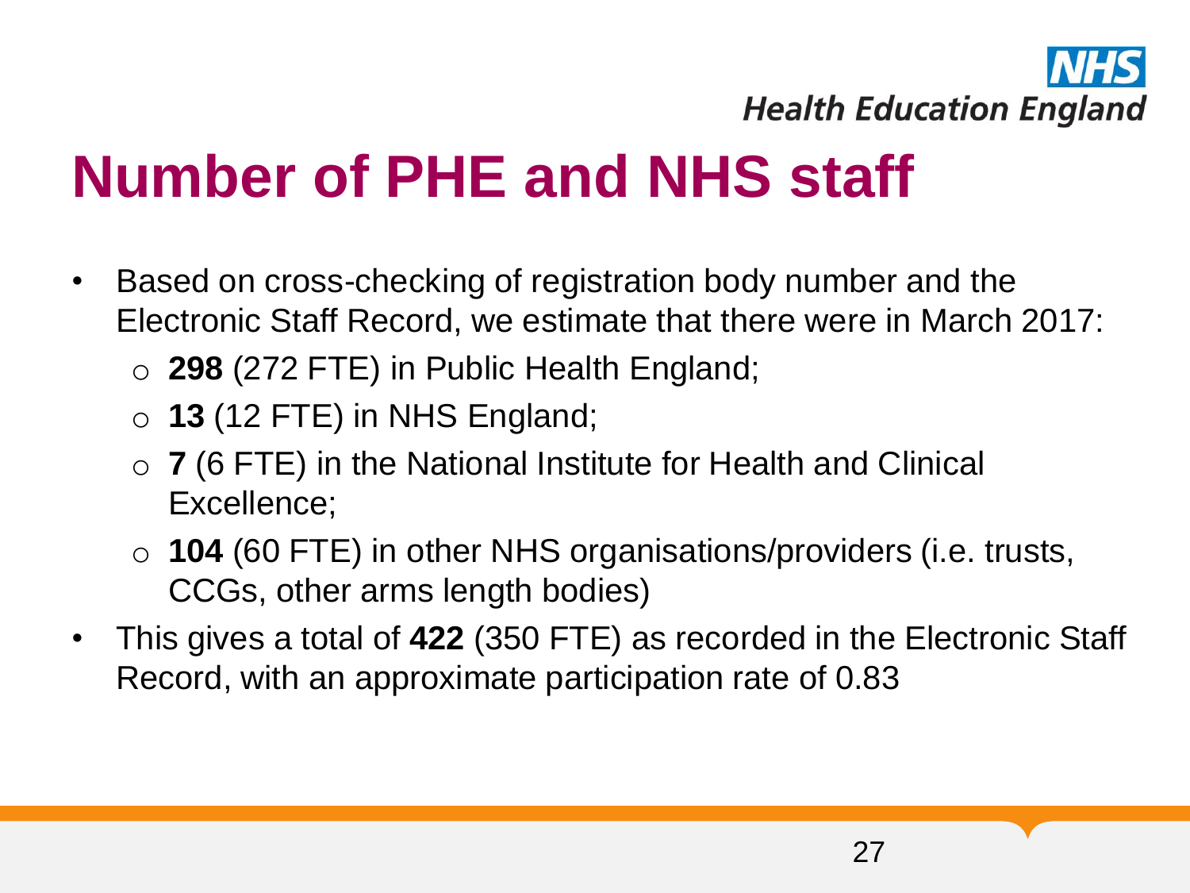# Number of PHE and NHS staff

- Based on cross-checking of registration body number and the Electronic Staff Record, we estimate that there were in March 2017:
  - **298** (272 FTE) in Public Health England;
  - **13** (12 FTE) in NHS England;
  - **7** (6 FTE) in the National Institute for Health and Clinical Excellence;
  - **104** (60 FTE) in other NHS organisations/providers (i.e. trusts, CCGs, other arms length bodies)
- This gives a total of **422** (350 FTE) as recorded in the Electronic Staff Record, with an approximate participation rate of 0.83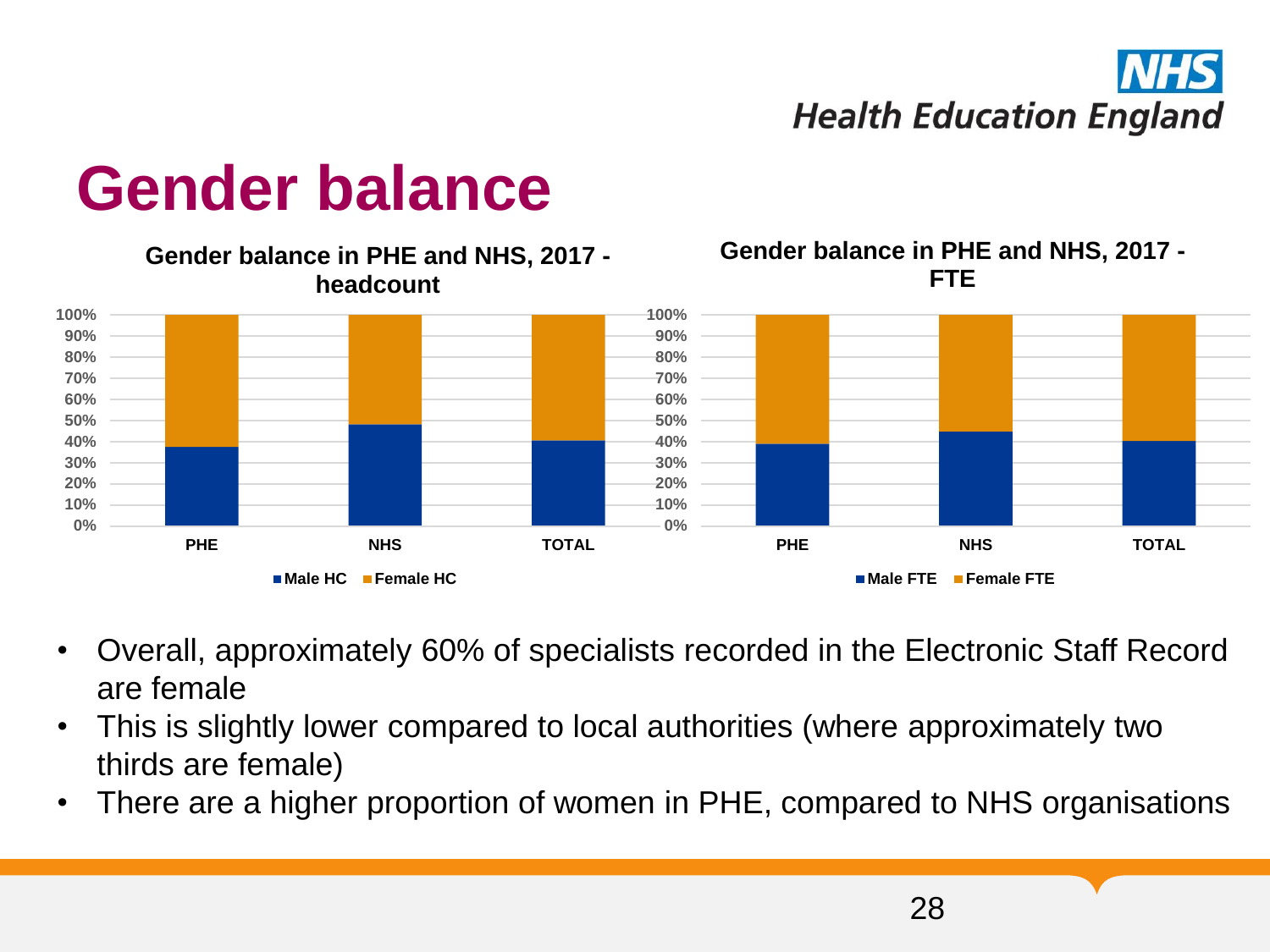# Gender balance

**Gender balance in PHE and NHS, 2017 - headcount**

**Gender balance in PHE and NHS, 2017 - FTE**

- Overall, approximately 60% of specialists recorded in the Electronic Staff Record are female
- This is slightly lower compared to local authorities (where approximately two thirds are female)
- There are a higher proportion of women in PHE, compared to NHS organisations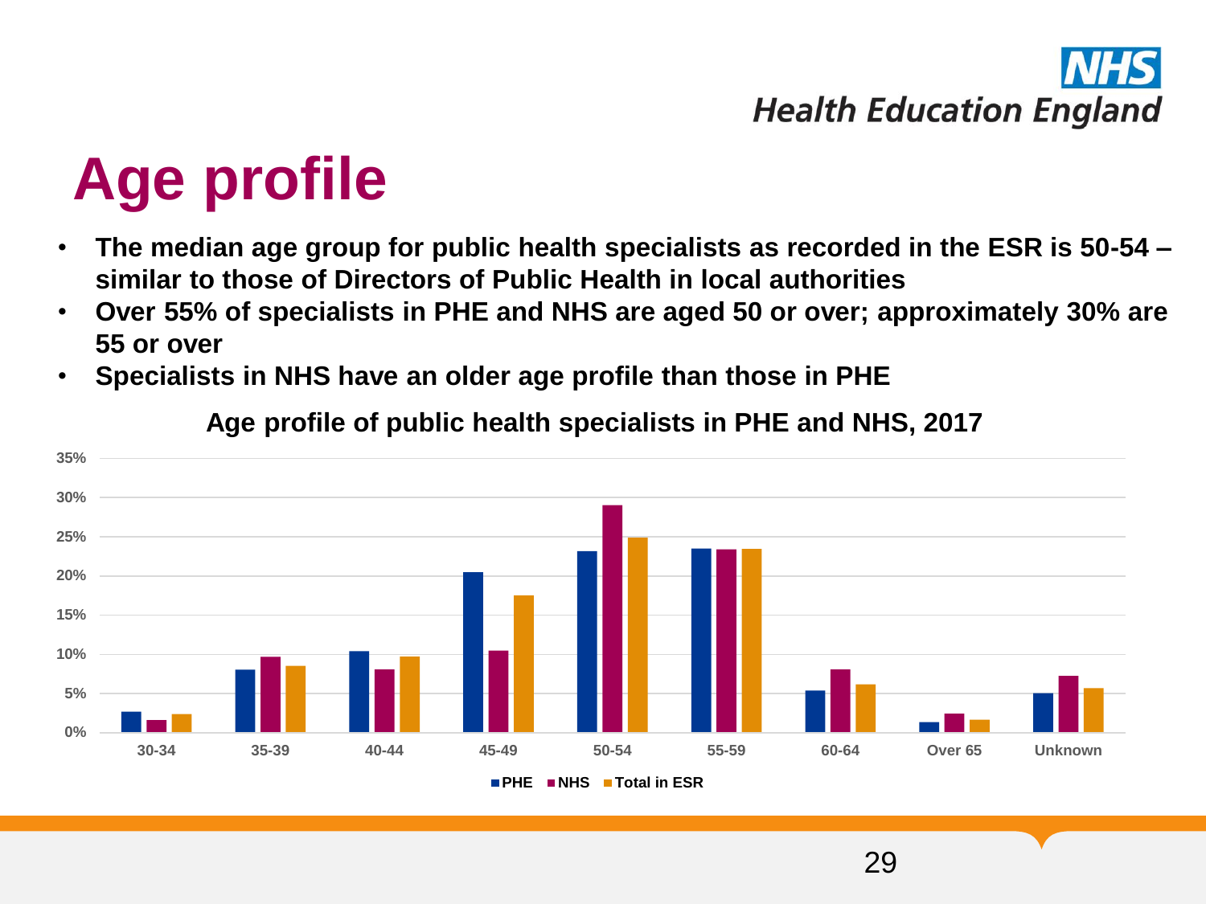# Age profile

- **The median age group for public health specialists as recorded in the ESR is 50-54 – similar to those of Directors of Public Health in local authorities**
- **Over 55% of specialists in PHE and NHS are aged 50 or over; approximately 30% are 55 or over**
- **Specialists in NHS have an older age profile than those in PHE**

**Age profile of public health specialists in PHE and NHS, 2017**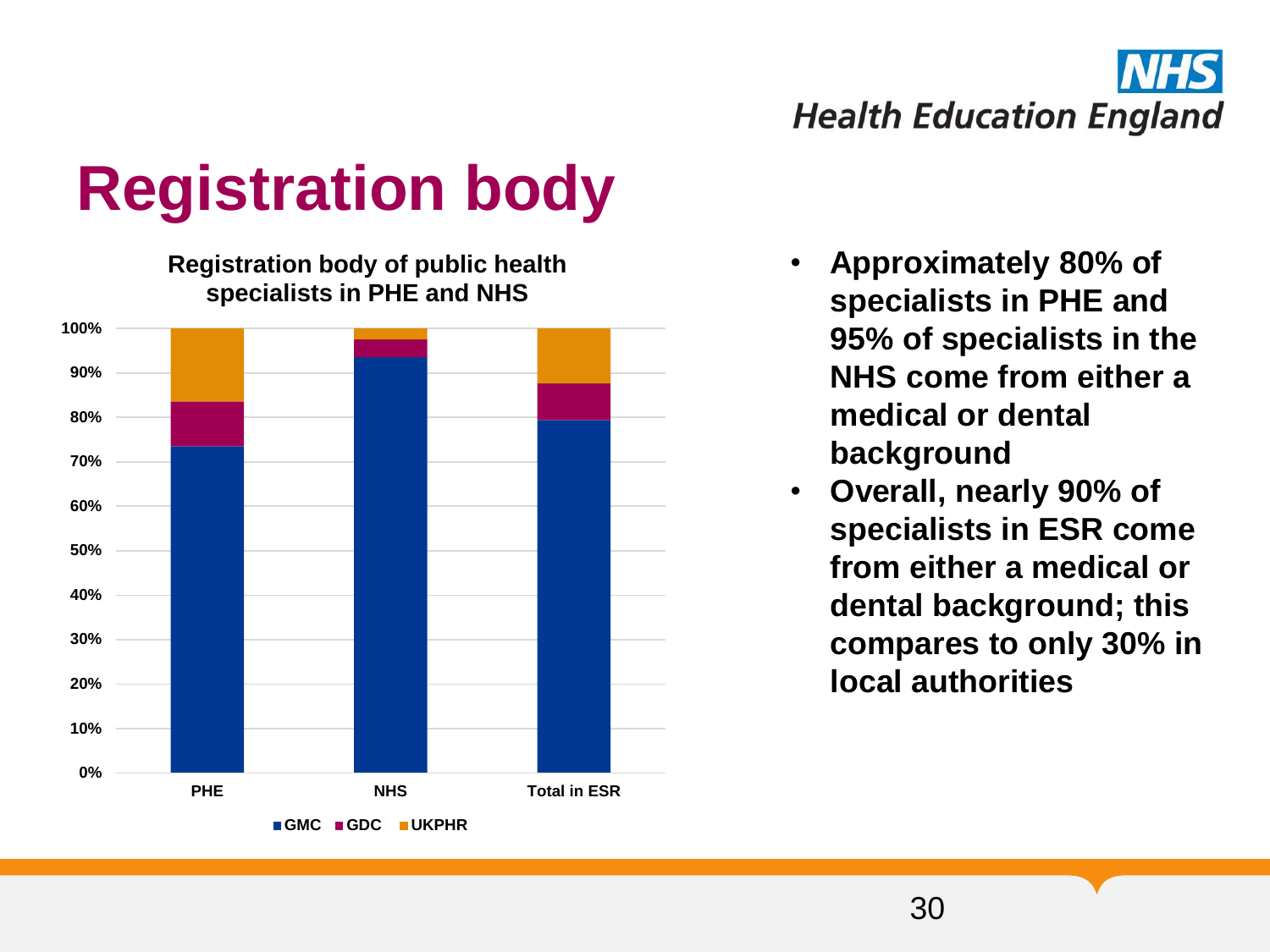# Registration body

**Registration body of public health specialists in PHE and NHS**

| | GMC | GDC | UKPHR |
|---|---|---|---|
| PHE | ~73% | ~10% | ~16% |
| NHS | ~94% | ~4% | ~2% |
| Total in ESR | ~79% | ~8% | ~12% |

- **Approximately 80% of specialists in PHE and 95% of specialists in the NHS come from either a medical or dental background**
- **Overall, nearly 90% of specialists in ESR come from either a medical or dental background; this compares to only 30% in local authorities**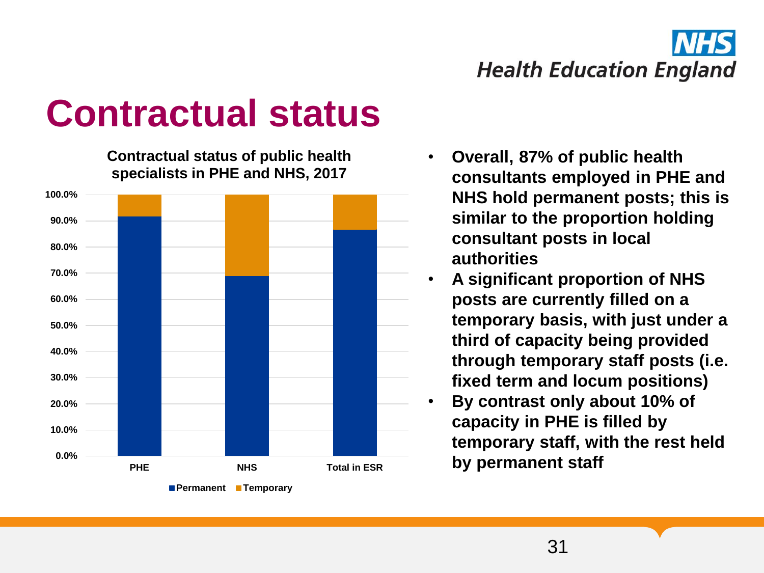# Contractual status

**Contractual status of public health specialists in PHE and NHS, 2017**

| | Permanent | Temporary |
|---|---|---|
| PHE | ~91.5% | ~8.5% |
| NHS | ~69% | ~31% |
| Total in ESR | ~86.5% | ~13.5% |

- **Overall, 87% of public health consultants employed in PHE and NHS hold permanent posts; this is similar to the proportion holding consultant posts in local authorities**
- **A significant proportion of NHS posts are currently filled on a temporary basis, with just under a third of capacity being provided through temporary staff posts (i.e. fixed term and locum positions)**
- **By contrast only about 10% of capacity in PHE is filled by temporary staff, with the rest held by permanent staff**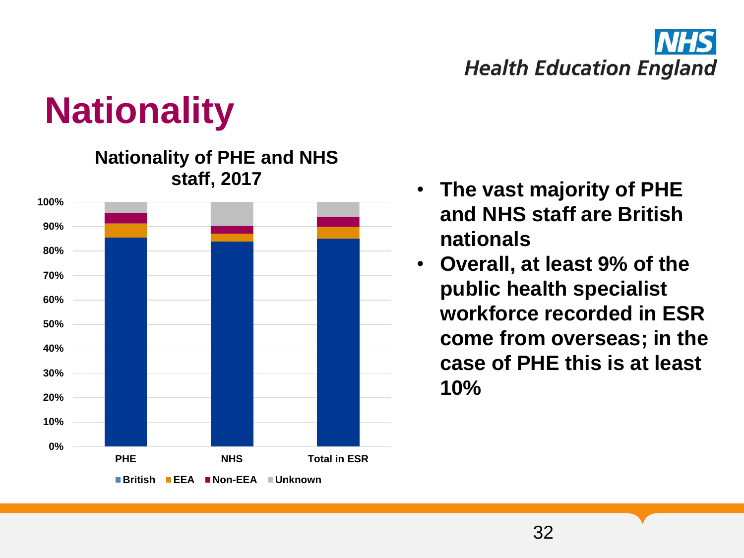# Nationality

**Nationality of PHE and NHS staff, 2017**

- **The vast majority of PHE and NHS staff are British nationals**
- **Overall, at least 9% of the public health specialist workforce recorded in ESR come from overseas; in the case of PHE this is at least 10%**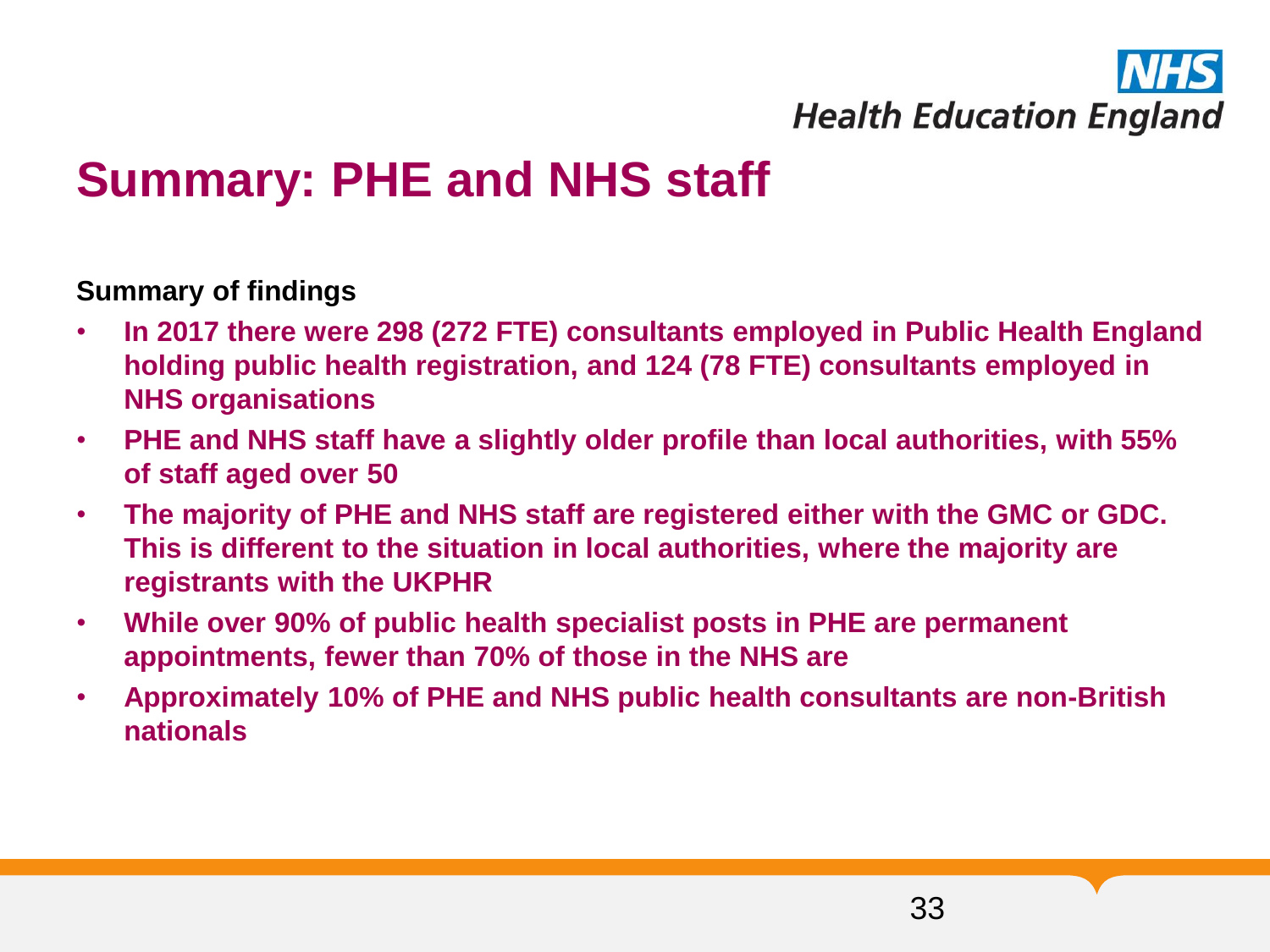# Summary: PHE and NHS staff

**Summary of findings**

- **In 2017 there were 298 (272 FTE) consultants employed in Public Health England holding public health registration, and 124 (78 FTE) consultants employed in NHS organisations**
- **PHE and NHS staff have a slightly older profile than local authorities, with 55% of staff aged over 50**
- **The majority of PHE and NHS staff are registered either with the GMC or GDC. This is different to the situation in local authorities, where the majority are registrants with the UKPHR**
- **While over 90% of public health specialist posts in PHE are permanent appointments, fewer than 70% of those in the NHS are**
- **Approximately 10% of PHE and NHS public health consultants are non-British nationals**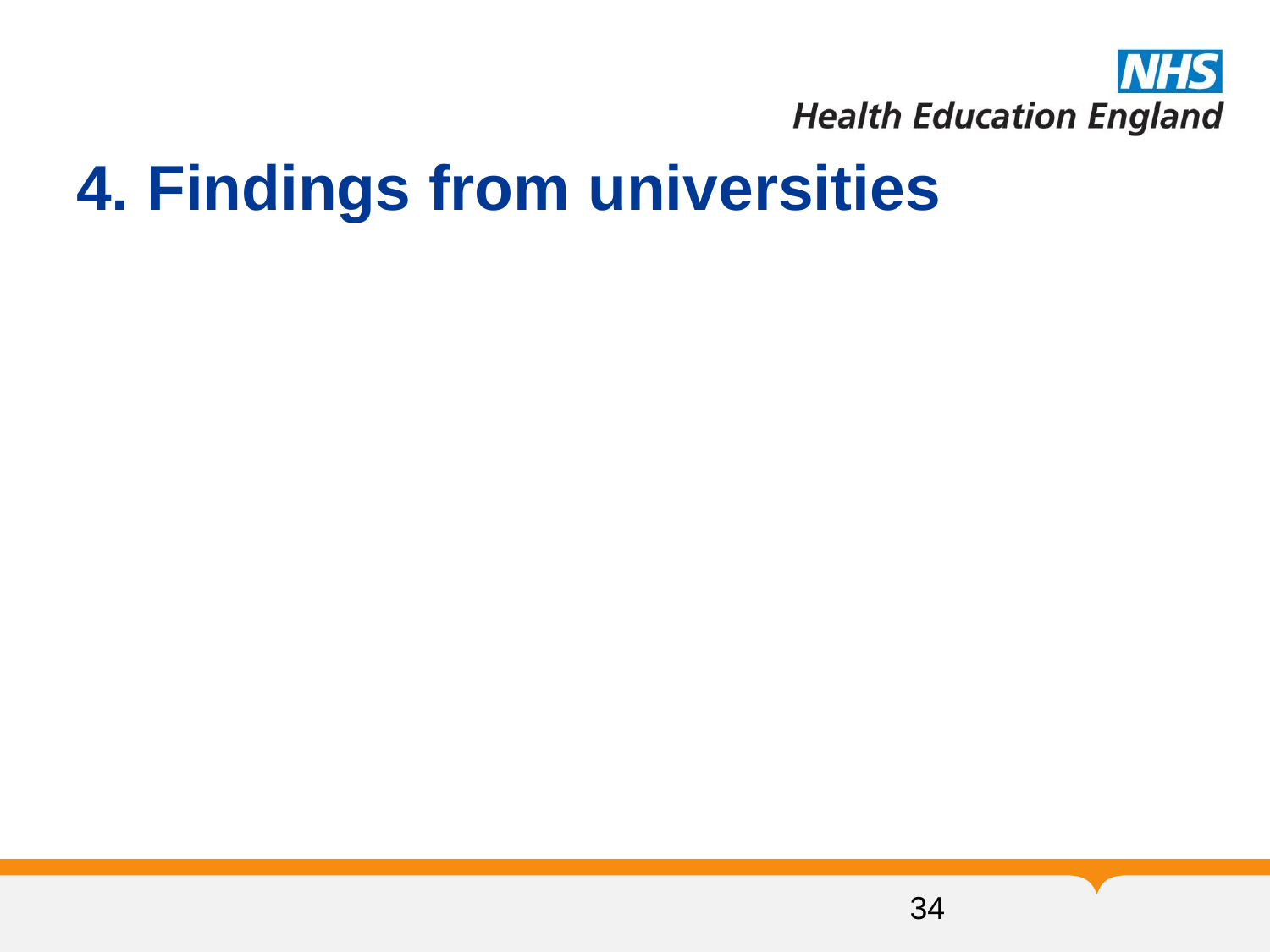# 4. Findings from universities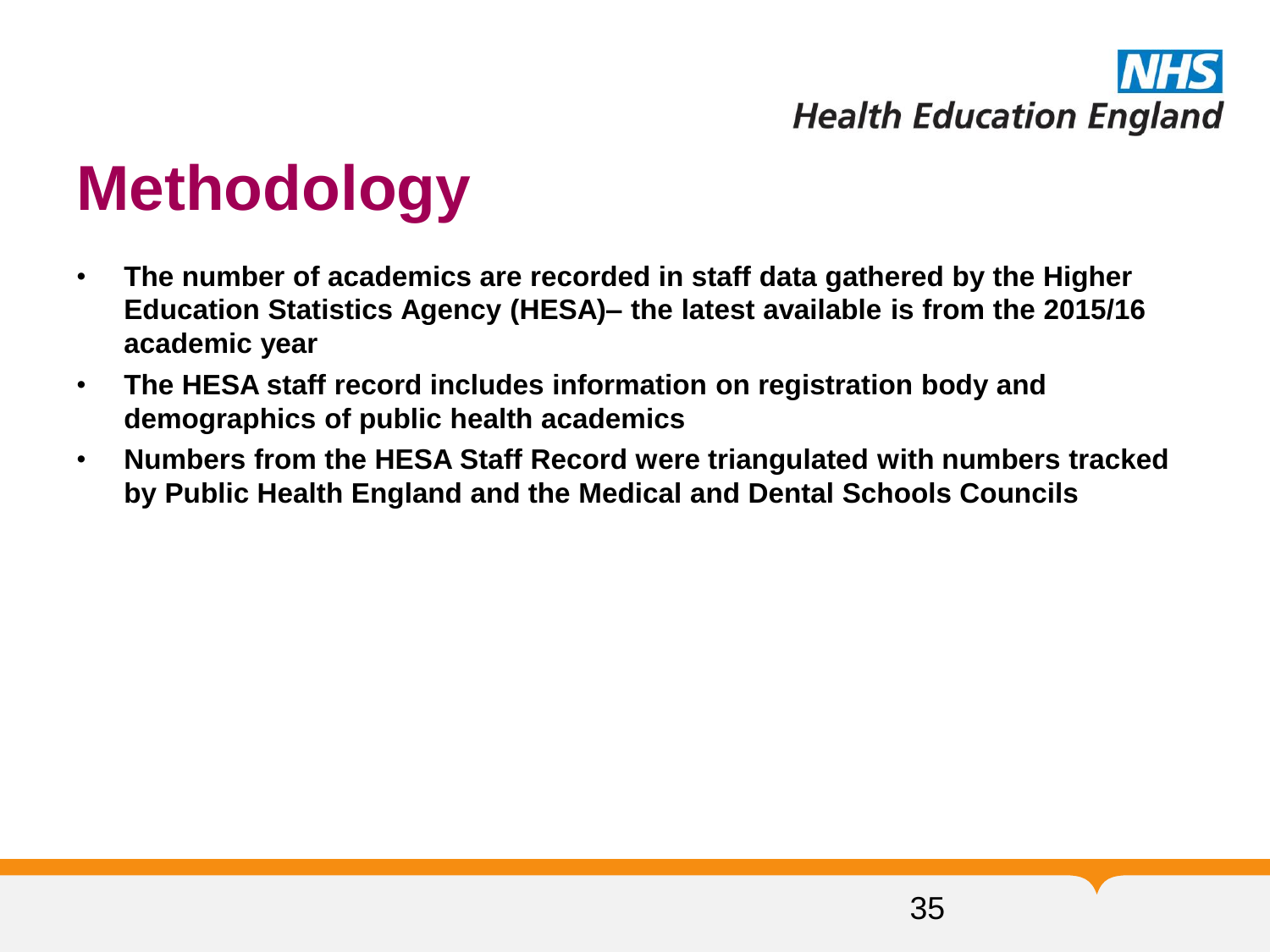# Methodology

- **The number of academics are recorded in staff data gathered by the Higher Education Statistics Agency (HESA)– the latest available is from the 2015/16 academic year**
- **The HESA staff record includes information on registration body and demographics of public health academics**
- **Numbers from the HESA Staff Record were triangulated with numbers tracked by Public Health England and the Medical and Dental Schools Councils**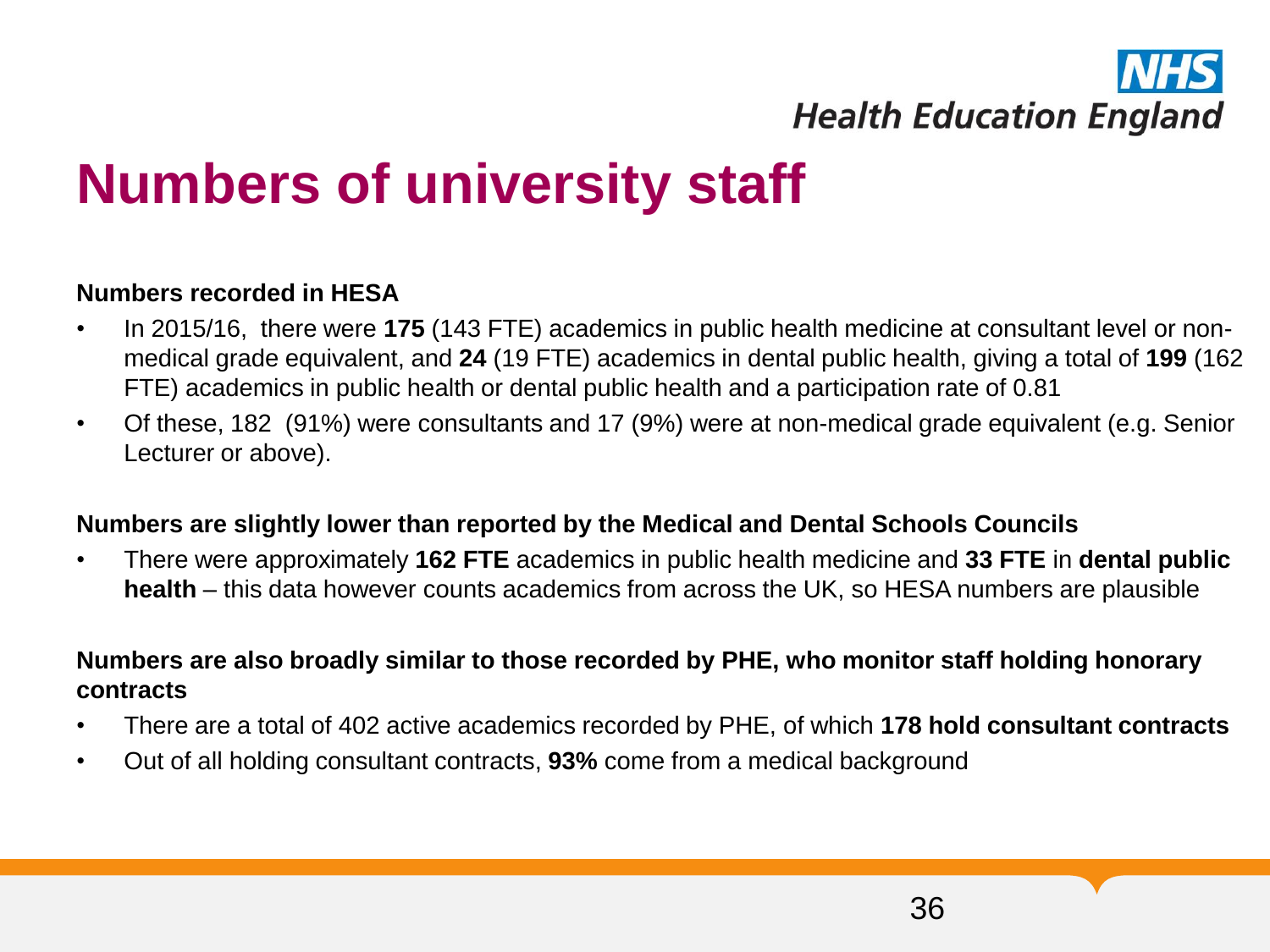# Numbers of university staff

**Numbers recorded in HESA**

- In 2015/16, there were **175** (143 FTE) academics in public health medicine at consultant level or non-medical grade equivalent, and **24** (19 FTE) academics in dental public health, giving a total of **199** (162 FTE) academics in public health or dental public health and a participation rate of 0.81
- Of these, 182 (91%) were consultants and 17 (9%) were at non-medical grade equivalent (e.g. Senior Lecturer or above).

**Numbers are slightly lower than reported by the Medical and Dental Schools Councils**

- There were approximately **162 FTE** academics in public health medicine and **33 FTE** in **dental public health** – this data however counts academics from across the UK, so HESA numbers are plausible

**Numbers are also broadly similar to those recorded by PHE, who monitor staff holding honorary contracts**

- There are a total of 402 active academics recorded by PHE, of which **178 hold consultant contracts**
- Out of all holding consultant contracts, **93%** come from a medical background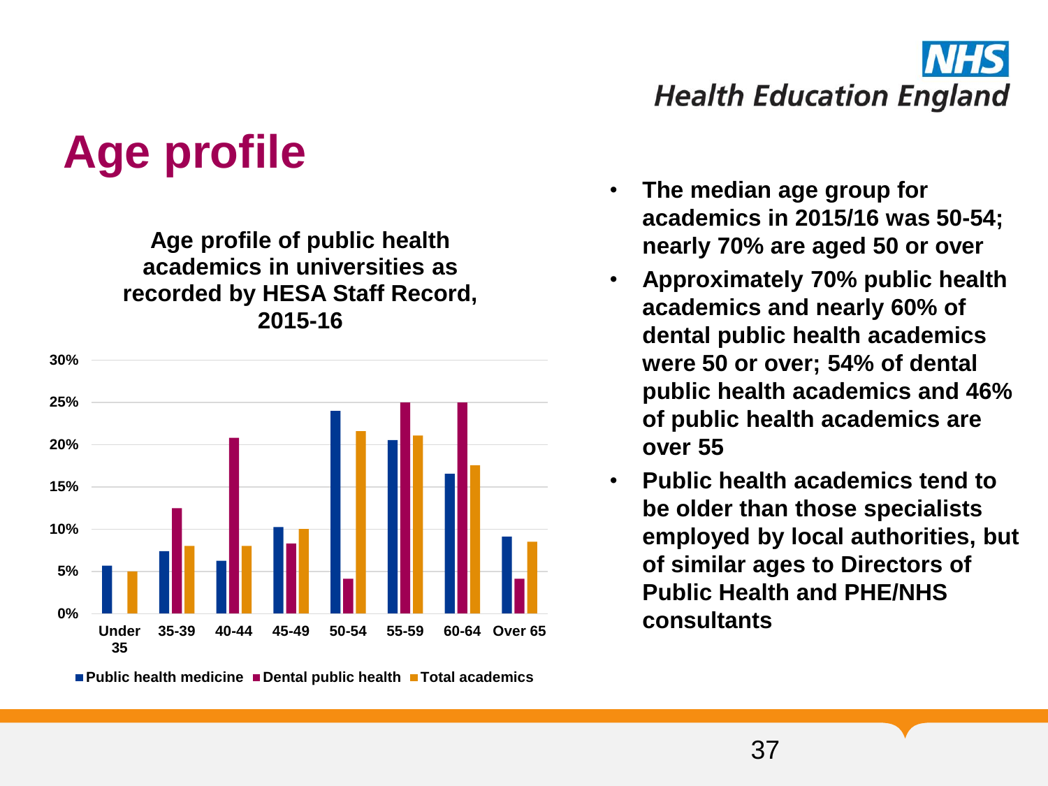# Age profile

**Age profile of public health academics in universities as recorded by HESA Staff Record, 2015-16**

| Age group | Public health medicine | Dental public health | Total academics |
|---|---|---|---|
| Under 35 | ~5.6% | — | ~5% |
| 35-39 | ~7.3% | ~12.5% | ~8% |
| 40-44 | ~6.2% | ~20.8% | ~8% |
| 45-49 | ~10.2% | ~8.2% | ~10% |
| 50-54 | ~24% | ~4.1% | ~21.6% |
| 55-59 | ~20.5% | ~25% | ~21% |
| 60-64 | ~16.5% | ~25% | ~17.5% |
| Over 65 | ~9% | ~4.1% | ~8.5% |

- **The median age group for academics in 2015/16 was 50-54; nearly 70% are aged 50 or over**
- **Approximately 70% public health academics and nearly 60% of dental public health academics were 50 or over; 54% of dental public health academics and 46% of public health academics are over 55**
- **Public health academics tend to be older than those specialists employed by local authorities, but of similar ages to Directors of Public Health and PHE/NHS consultants**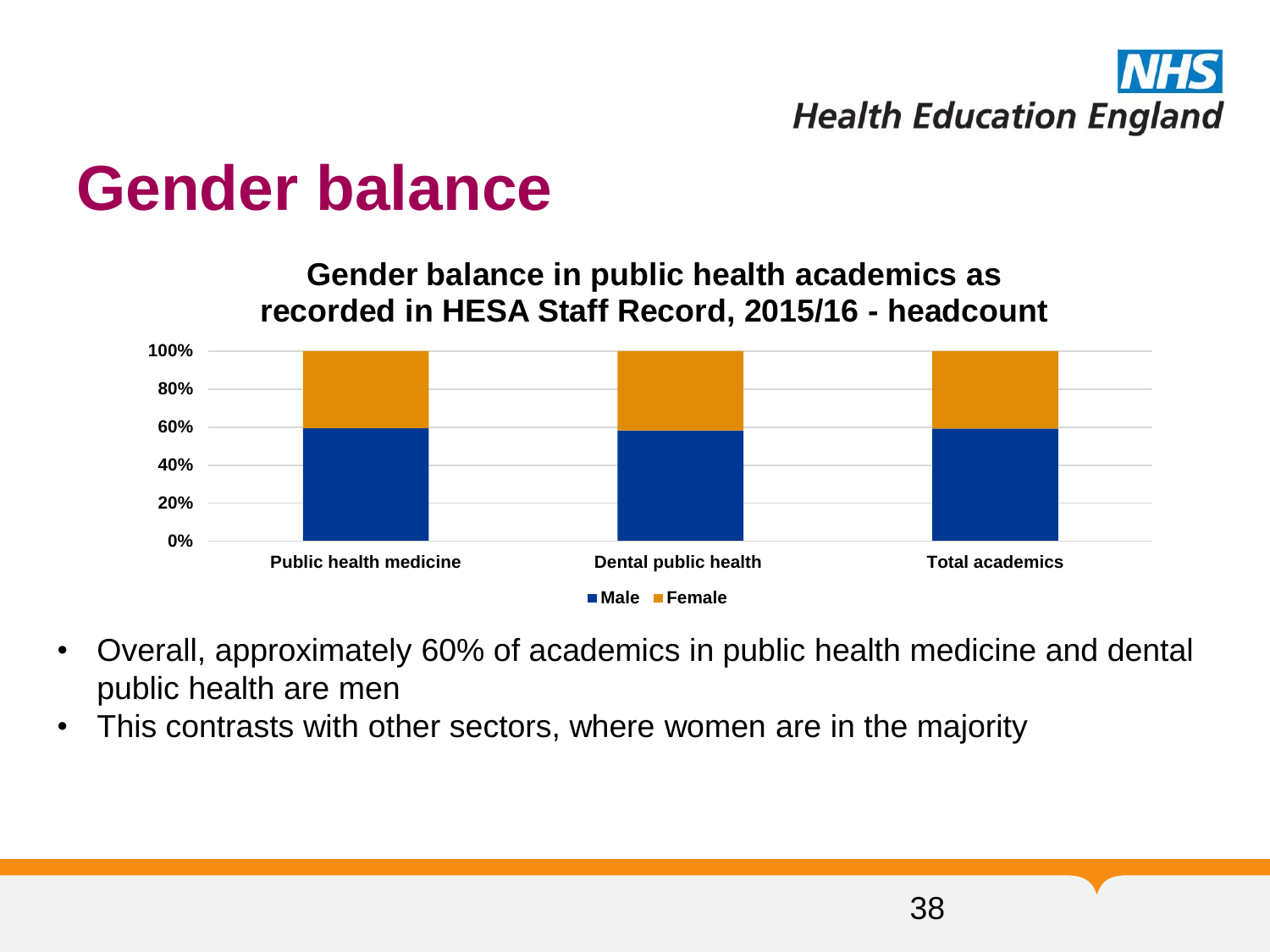# Gender balance

**Gender balance in public health academics as recorded in HESA Staff Record, 2015/16 - headcount**

100%
80%
60%
40%
20%
0%

Public health medicine | Dental public health | Total academics

Male | Female

- Overall, approximately 60% of academics in public health medicine and dental public health are men
- This contrasts with other sectors, where women are in the majority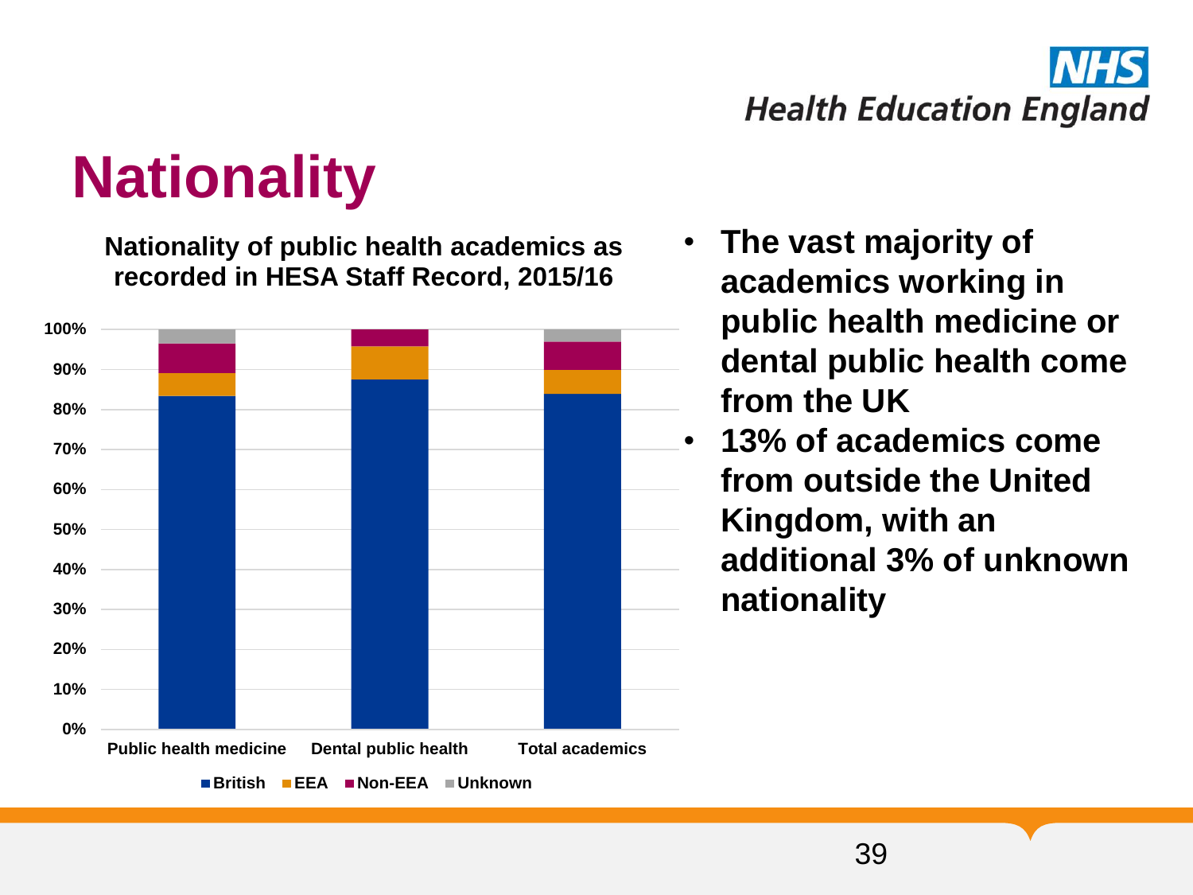# Nationality

**Nationality of public health academics as recorded in HESA Staff Record, 2015/16**

- **The vast majority of academics working in public health medicine or dental public health come from the UK**
- **13% of academics come from outside the United Kingdom, with an additional 3% of unknown nationality**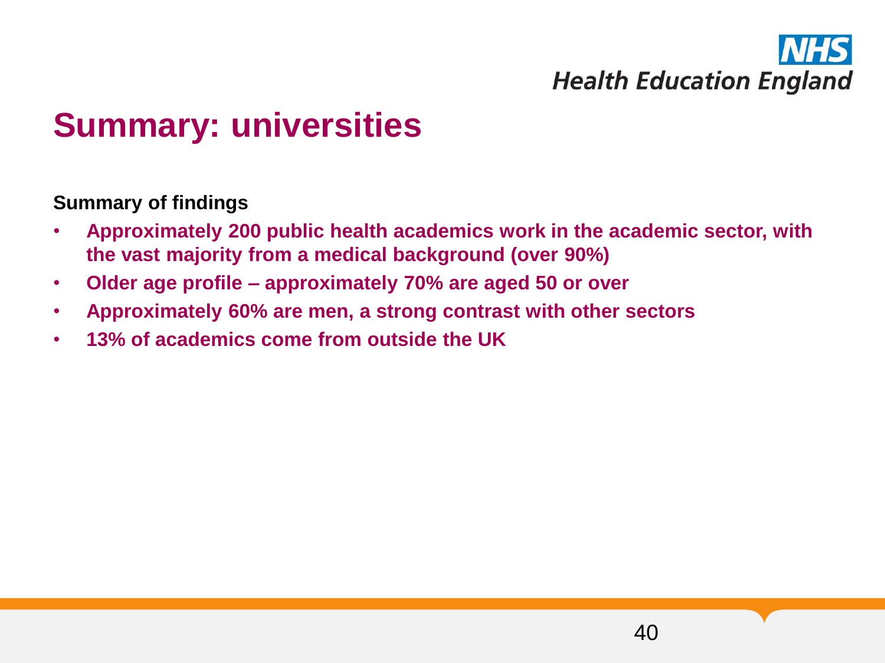# Summary: universities

**Summary of findings**

- **Approximately 200 public health academics work in the academic sector, with the vast majority from a medical background (over 90%)**
- **Older age profile – approximately 70% are aged 50 or over**
- **Approximately 60% are men, a strong contrast with other sectors**
- **13% of academics come from outside the UK**